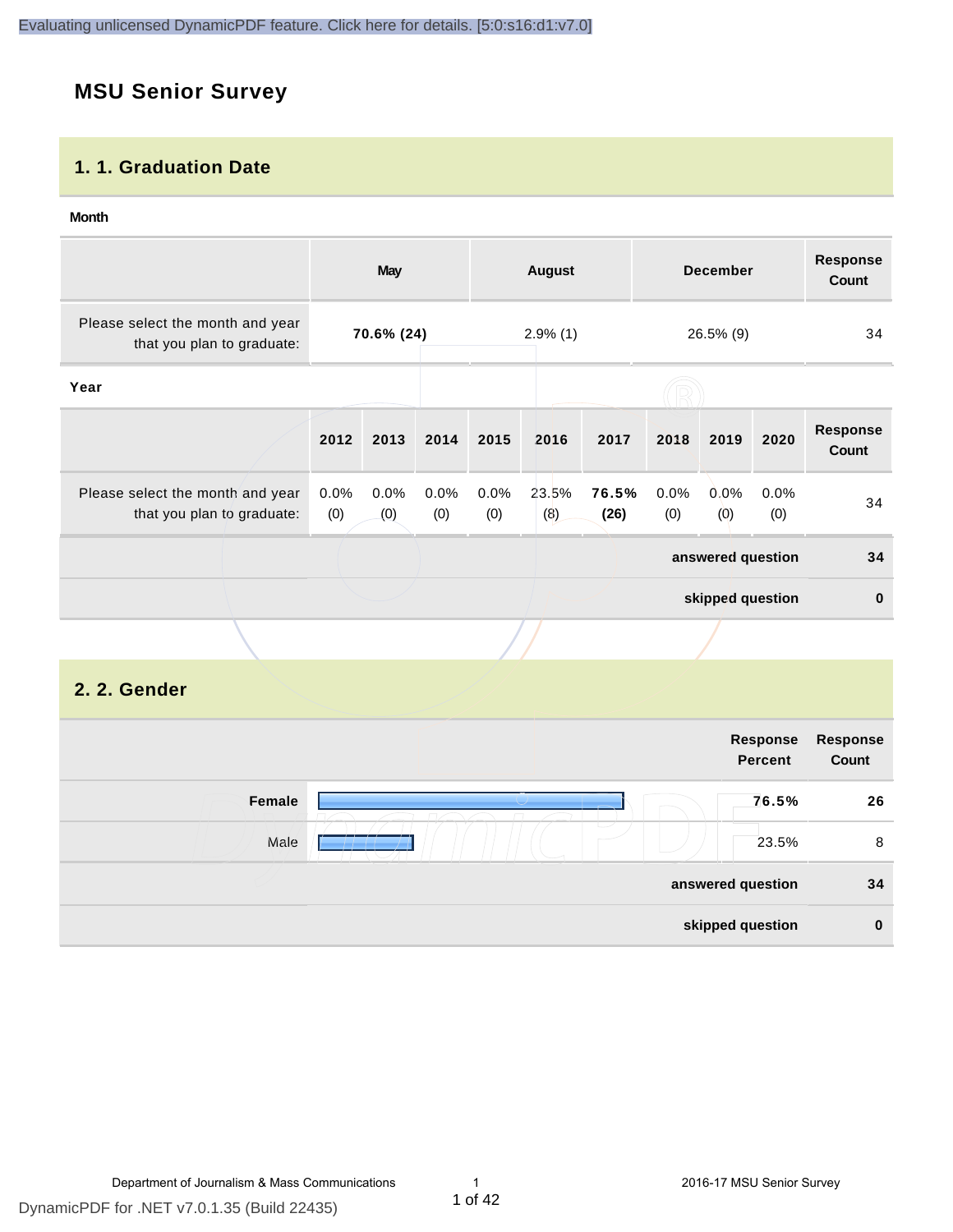Evaluating unlicensed DynamicPDF feature. Click here for details. [5:0:s16:d1:v7.0]

# MSU Senior Survey

## 1. 1. Graduation Date

**Month**

| | May | August | December | Response Count |
|---|---|---|---|---|
| Please select the month and year that you plan to graduate: | **70.6% (24)** | 2.9% (1) | 26.5% (9) | 34 |

**Year**

| | 2012 | 2013 | 2014 | 2015 | 2016 | 2017 | 2018 | 2019 | 2020 | Response Count |
|---|---|---|---|---|---|---|---|---|---|---|
| Please select the month and year that you plan to graduate: | 0.0% (0) | 0.0% (0) | 0.0% (0) | 0.0% (0) | 23.5% (8) | **76.5% (26)** | 0.0% (0) | 0.0% (0) | 0.0% (0) | 34 |
| | | | | | | | | | **answered question** | **34** |
| | | | | | | | | | **skipped question** | **0** |

## 2. 2. Gender

| | Response Percent | Response Count |
|---|---|---|
| **Female** | **76.5%** | **26** |
| Male | 23.5% | 8 |
| | **answered question** | **34** |
| | **skipped question** | **0** |

Department of Journalism & Mass Communications | 2016-17 MSU Senior Survey

DynamicPDF for .NET v7.0.1.35 (Build 22435)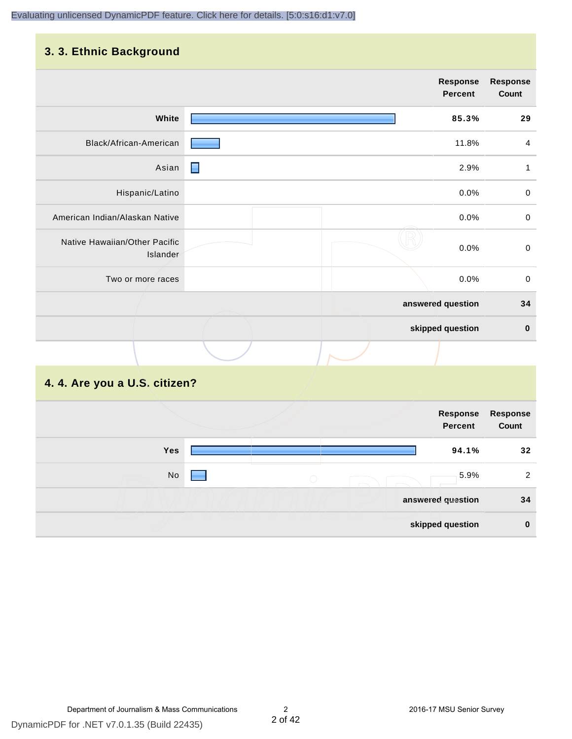## 3. 3. Ethnic Background

| | Response Percent | Response Count |
|---|---|---|
| **White** | **85.3%** | **29** |
| Black/African-American | 11.8% | 4 |
| Asian | 2.9% | 1 |
| Hispanic/Latino | 0.0% | 0 |
| American Indian/Alaskan Native | 0.0% | 0 |
| Native Hawaiian/Other Pacific Islander | 0.0% | 0 |
| Two or more races | 0.0% | 0 |
| | **answered question** | **34** |
| | **skipped question** | **0** |

## 4. 4. Are you a U.S. citizen?

| | Response Percent | Response Count |
|---|---|---|
| **Yes** | **94.1%** | **32** |
| No | 5.9% | 2 |
| | **answered question** | **34** |
| | **skipped question** | **0** |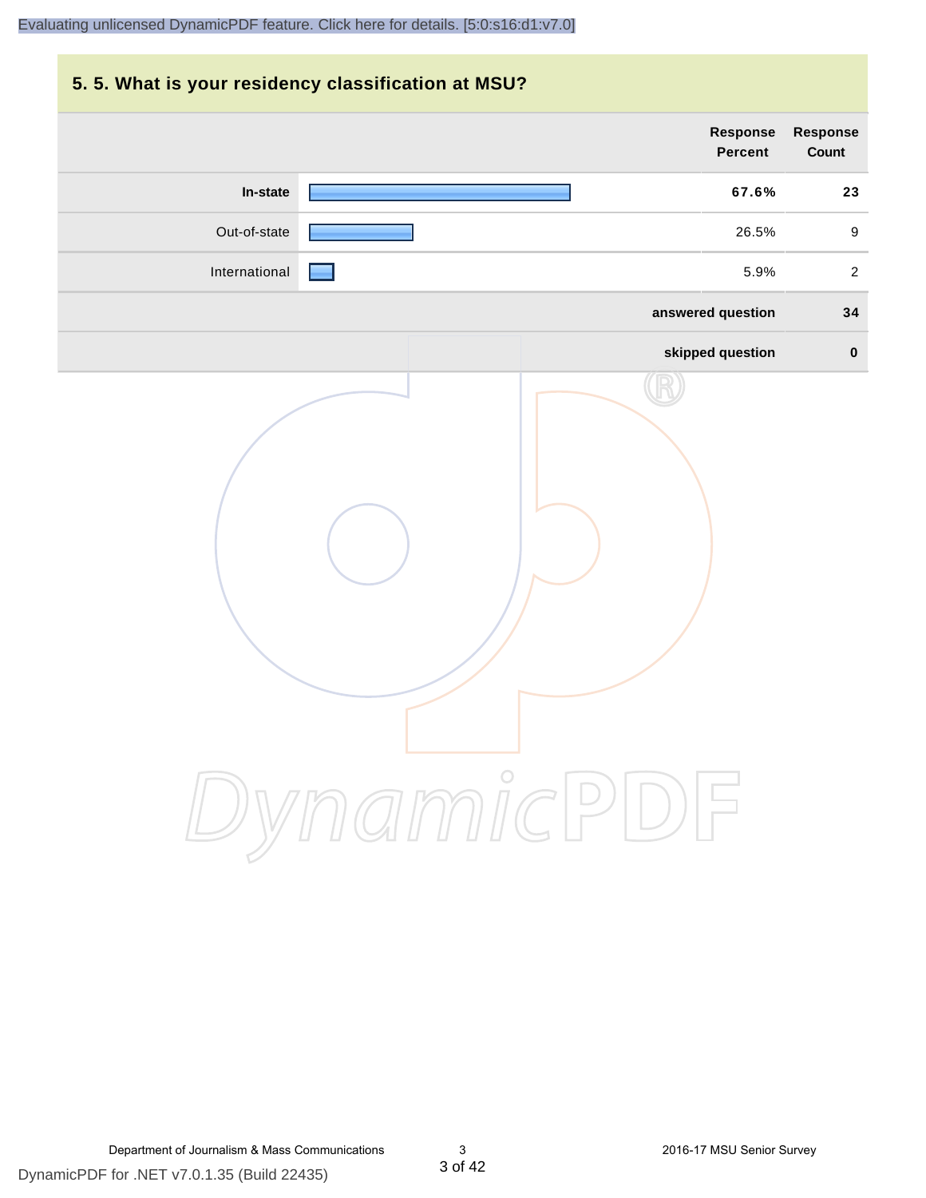## 5. 5. What is your residency classification at MSU?

| | Response Percent | Response Count |
|---|---|---|
| **In-state** | **67.6%** | **23** |
| Out-of-state | 26.5% | 9 |
| International | 5.9% | 2 |
| | **answered question** | **34** |
| | **skipped question** | **0** |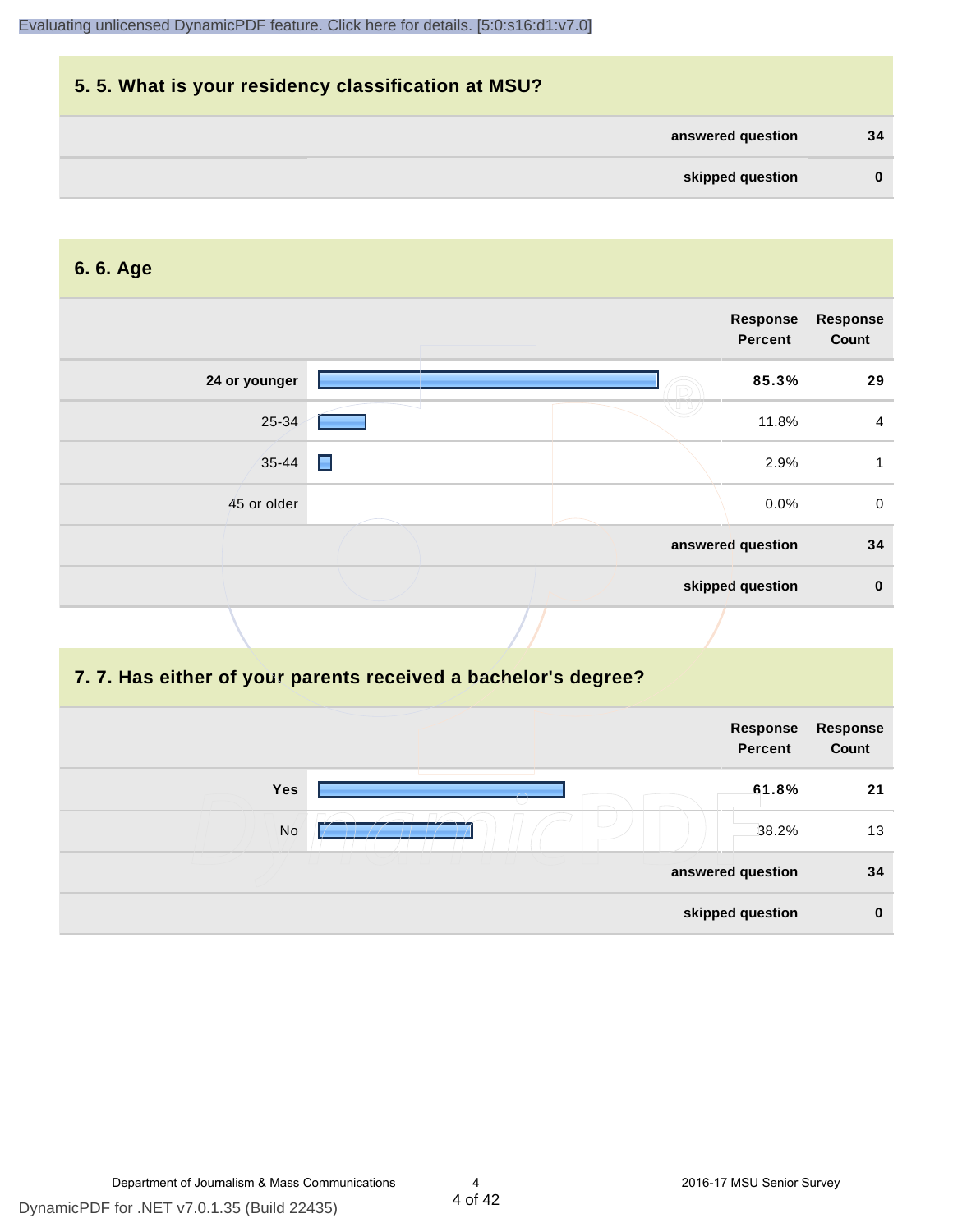## 5. 5. What is your residency classification at MSU?

| | |
|---|---|
| answered question | 34 |
| skipped question | 0 |

## 6. 6. Age

| | Response Percent | Response Count |
|---|---|---|
| **24 or younger** | **85.3%** | **29** |
| 25-34 | 11.8% | 4 |
| 35-44 | 2.9% | 1 |
| 45 or older | 0.0% | 0 |
| **answered question** | | **34** |
| **skipped question** | | **0** |

## 7. 7. Has either of your parents received a bachelor's degree?

| | Response Percent | Response Count |
|---|---|---|
| **Yes** | **61.8%** | **21** |
| No | 38.2% | 13 |
| **answered question** | | **34** |
| **skipped question** | | **0** |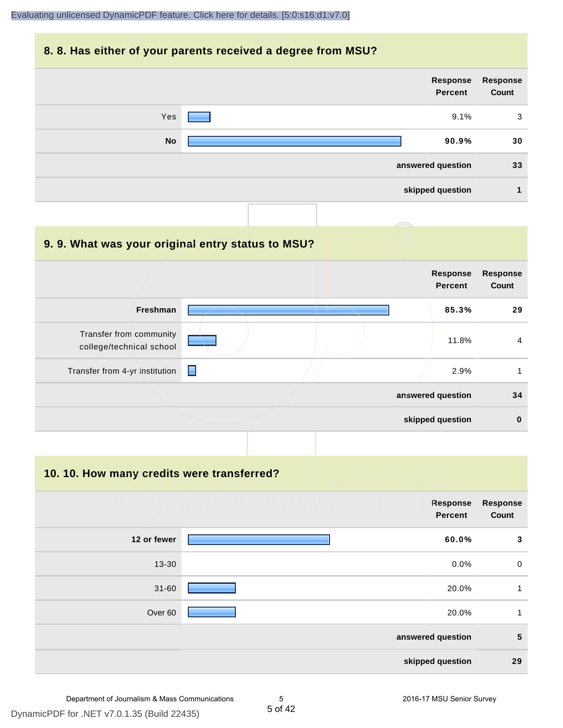## 8. 8. Has either of your parents received a degree from MSU?

| | Response Percent | Response Count |
|---|---|---|
| Yes | 9.1% | 3 |
| **No** | **90.9%** | **30** |
| | **answered question** | **33** |
| | **skipped question** | **1** |

## 9. 9. What was your original entry status to MSU?

| | Response Percent | Response Count |
|---|---|---|
| **Freshman** | **85.3%** | **29** |
| Transfer from community college/technical school | 11.8% | 4 |
| Transfer from 4-yr institution | 2.9% | 1 |
| | **answered question** | **34** |
| | **skipped question** | **0** |

## 10. 10. How many credits were transferred?

| | Response Percent | Response Count |
|---|---|---|
| **12 or fewer** | **60.0%** | **3** |
| 13-30 | 0.0% | 0 |
| 31-60 | 20.0% | 1 |
| Over 60 | 20.0% | 1 |
| | **answered question** | **5** |
| | **skipped question** | **29** |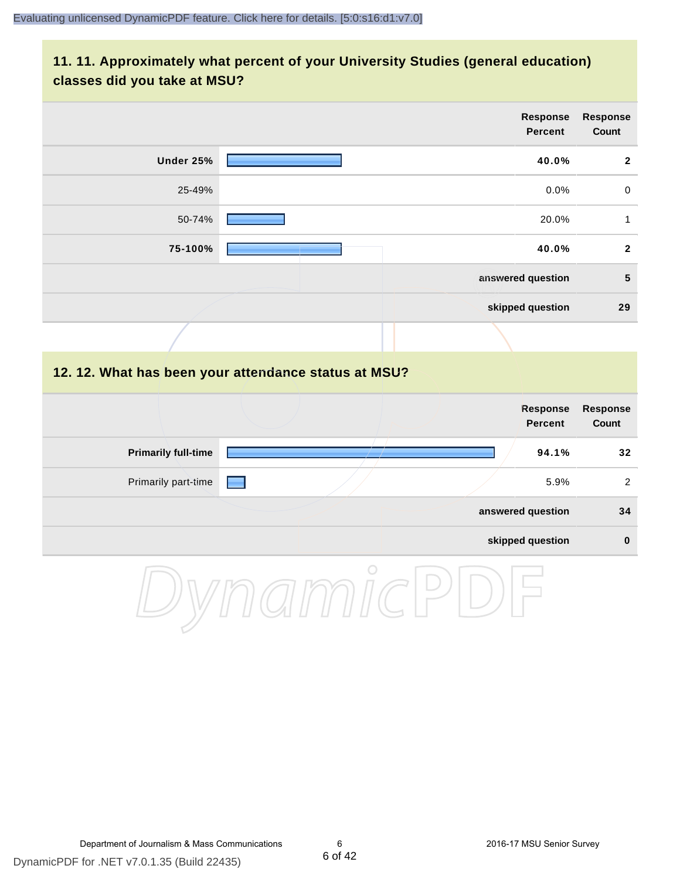## 11. 11. Approximately what percent of your University Studies (general education) classes did you take at MSU?

| | Response Percent | Response Count |
|---|---|---|
| **Under 25%** | **40.0%** | **2** |
| 25-49% | 0.0% | 0 |
| 50-74% | 20.0% | 1 |
| **75-100%** | **40.0%** | **2** |
| | **answered question** | **5** |
| | **skipped question** | **29** |

## 12. 12. What has been your attendance status at MSU?

| | Response Percent | Response Count |
|---|---|---|
| **Primarily full-time** | **94.1%** | **32** |
| Primarily part-time | 5.9% | 2 |
| | **answered question** | **34** |
| | **skipped question** | **0** |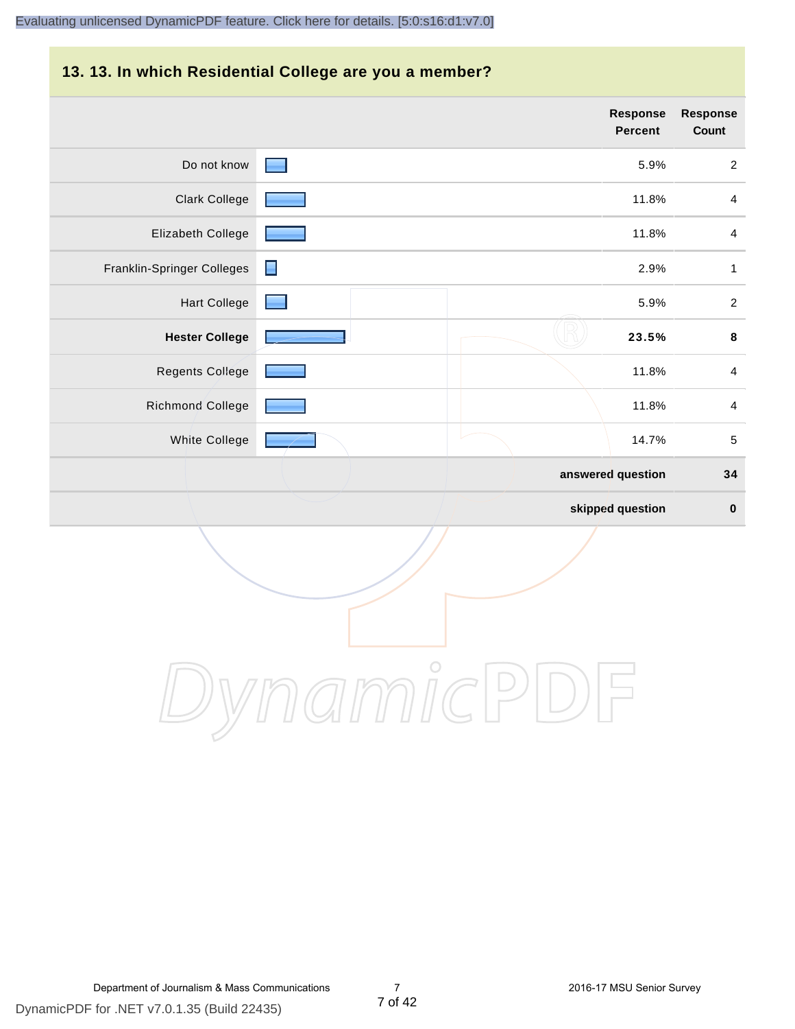## 13. 13. In which Residential College are you a member?

| | Response Percent | Response Count |
|---|---|---|
| Do not know | 5.9% | 2 |
| Clark College | 11.8% | 4 |
| Elizabeth College | 11.8% | 4 |
| Franklin-Springer Colleges | 2.9% | 1 |
| Hart College | 5.9% | 2 |
| **Hester College** | **23.5%** | **8** |
| Regents College | 11.8% | 4 |
| Richmond College | 11.8% | 4 |
| White College | 14.7% | 5 |
| | **answered question** | **34** |
| | **skipped question** | **0** |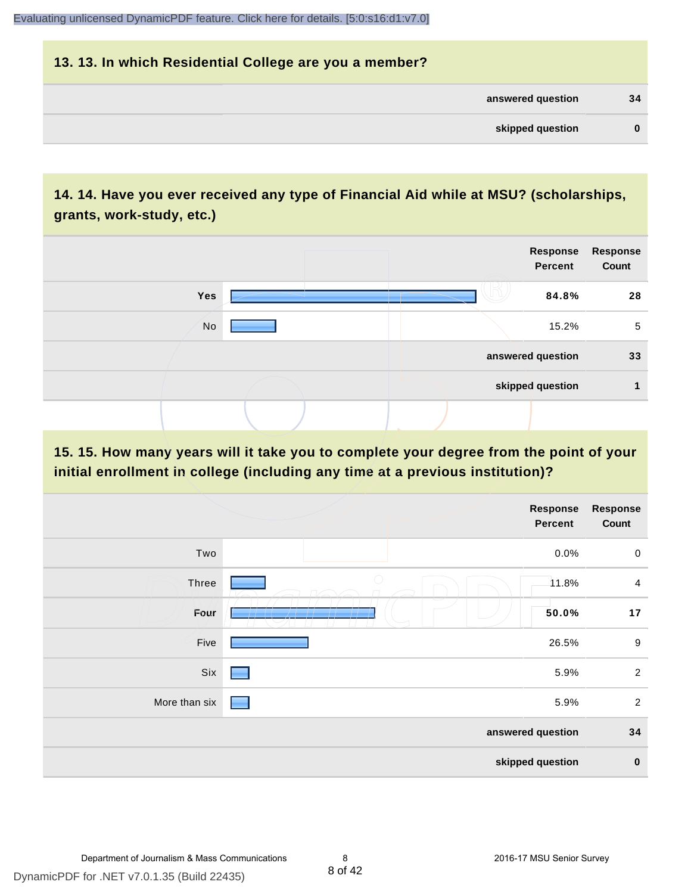## 13. 13. In which Residential College are you a member?

| | |
|---|---|
| answered question | 34 |
| skipped question | 0 |

## 14. 14. Have you ever received any type of Financial Aid while at MSU? (scholarships, grants, work-study, etc.)

| | Response Percent | Response Count |
|---|---|---|
| Yes | **84.8%** | **28** |
| No | 15.2% | 5 |
| answered question | | 33 |
| skipped question | | 1 |

## 15. 15. How many years will it take you to complete your degree from the point of your initial enrollment in college (including any time at a previous institution)?

| | Response Percent | Response Count |
|---|---|---|
| Two | 0.0% | 0 |
| Three | 11.8% | 4 |
| Four | **50.0%** | **17** |
| Five | 26.5% | 9 |
| Six | 5.9% | 2 |
| More than six | 5.9% | 2 |
| answered question | | 34 |
| skipped question | | 0 |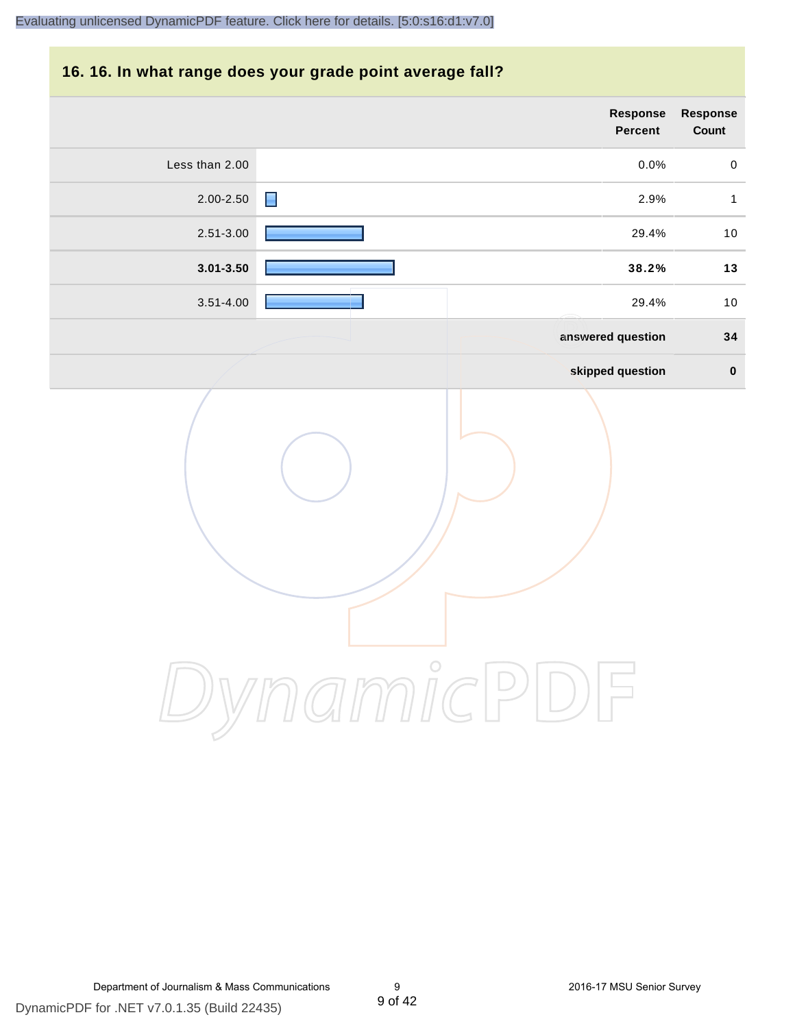## 16. 16. In what range does your grade point average fall?

| | Response Percent | Response Count |
|---|---|---|
| Less than 2.00 | 0.0% | 0 |
| 2.00-2.50 | 2.9% | 1 |
| 2.51-3.00 | 29.4% | 10 |
| **3.01-3.50** | **38.2%** | **13** |
| 3.51-4.00 | 29.4% | 10 |
| | **answered question** | **34** |
| | **skipped question** | **0** |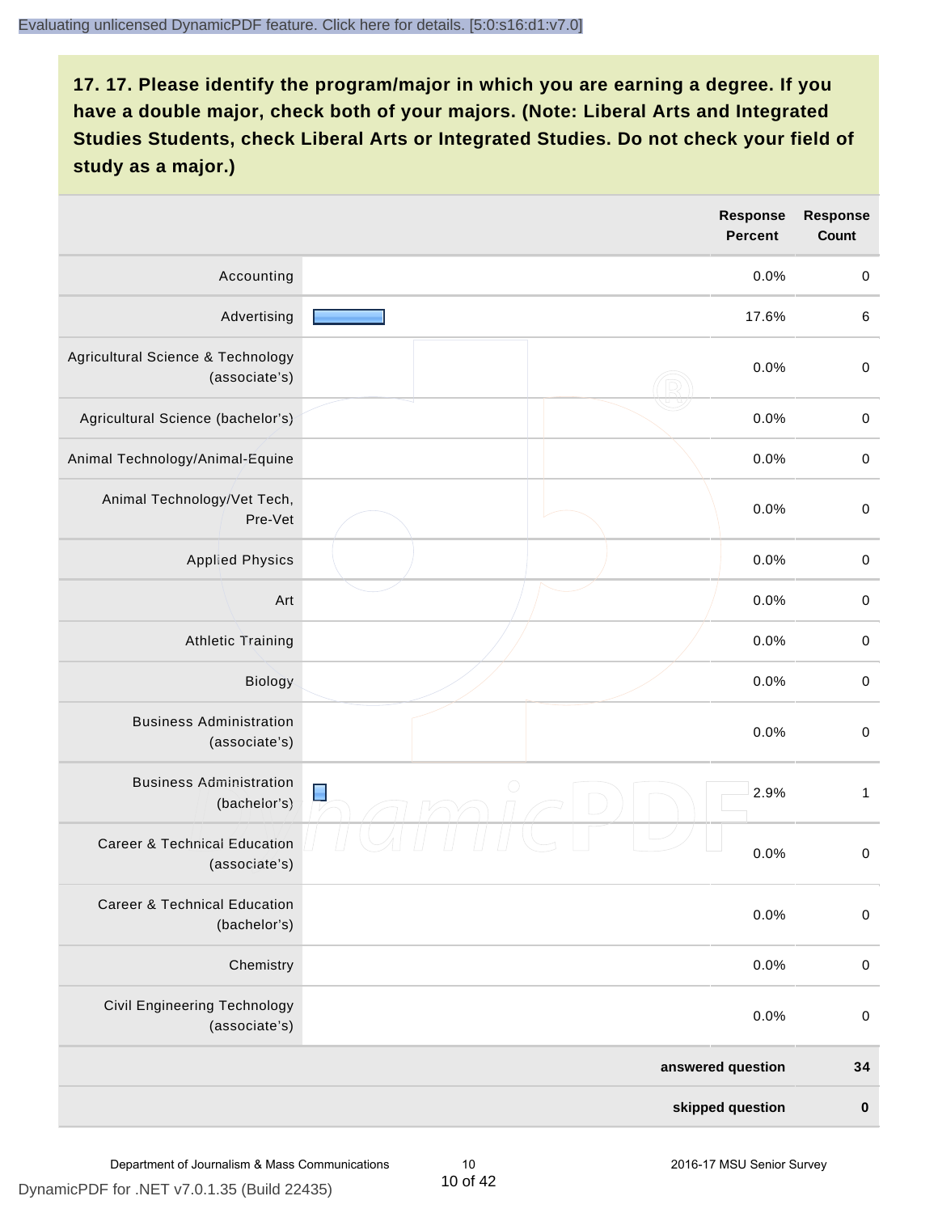## 17. 17. Please identify the program/major in which you are earning a degree. If you have a double major, check both of your majors. (Note: Liberal Arts and Integrated Studies Students, check Liberal Arts or Integrated Studies. Do not check your field of study as a major.)

| | Response Percent | Response Count |
|---|---|---|
| Accounting | 0.0% | 0 |
| Advertising | 17.6% | 6 |
| Agricultural Science & Technology (associate's) | 0.0% | 0 |
| Agricultural Science (bachelor's) | 0.0% | 0 |
| Animal Technology/Animal-Equine | 0.0% | 0 |
| Animal Technology/Vet Tech, Pre-Vet | 0.0% | 0 |
| Applied Physics | 0.0% | 0 |
| Art | 0.0% | 0 |
| Athletic Training | 0.0% | 0 |
| Biology | 0.0% | 0 |
| Business Administration (associate's) | 0.0% | 0 |
| Business Administration (bachelor's) | 2.9% | 1 |
| Career & Technical Education (associate's) | 0.0% | 0 |
| Career & Technical Education (bachelor's) | 0.0% | 0 |
| Chemistry | 0.0% | 0 |
| Civil Engineering Technology (associate's) | 0.0% | 0 |
| **answered question** | | **34** |
| **skipped question** | | **0** |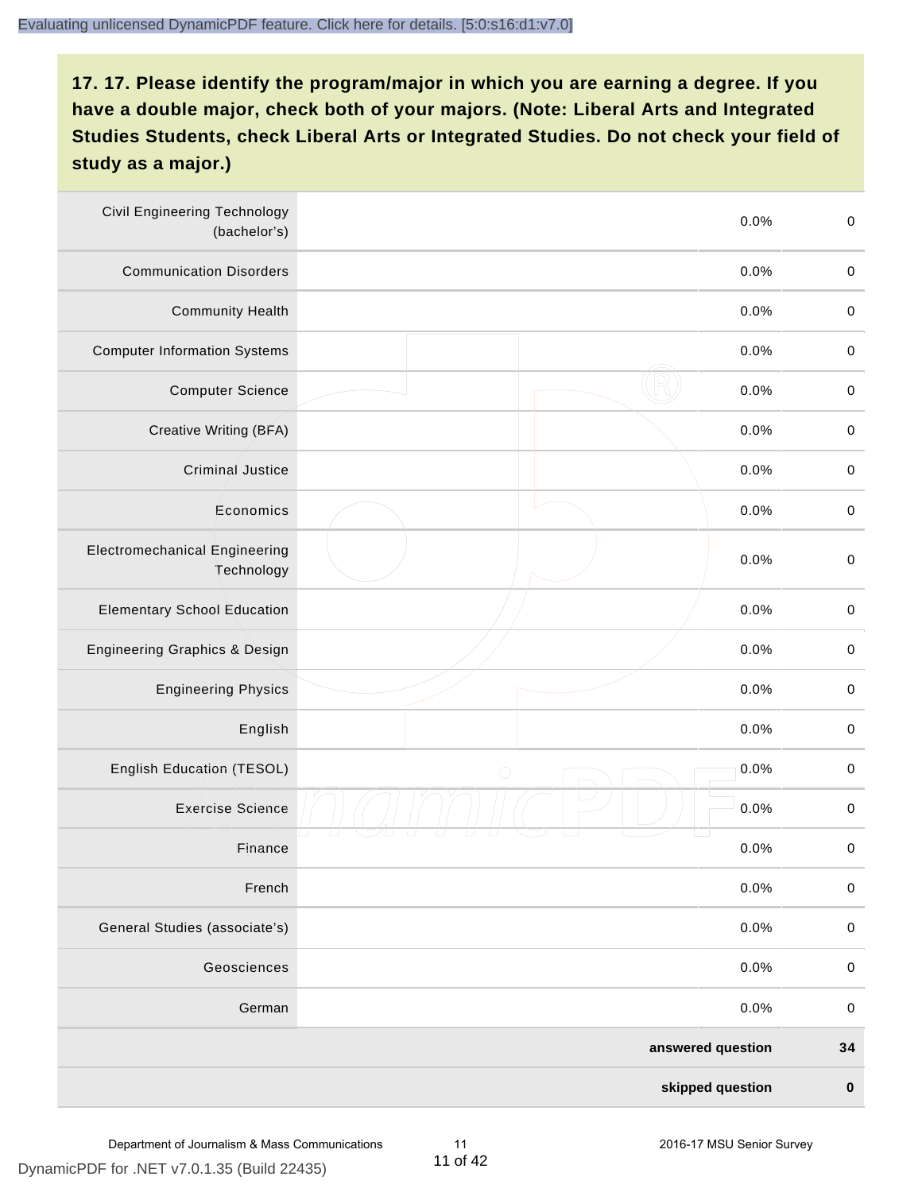## 17. 17. Please identify the program/major in which you are earning a degree. If you have a double major, check both of your majors. (Note: Liberal Arts and Integrated Studies Students, check Liberal Arts or Integrated Studies. Do not check your field of study as a major.)

| | | | |
|---|---|---|---|
| Civil Engineering Technology (bachelor's) | | 0.0% | 0 |
| Communication Disorders | | 0.0% | 0 |
| Community Health | | 0.0% | 0 |
| Computer Information Systems | | 0.0% | 0 |
| Computer Science | | 0.0% | 0 |
| Creative Writing (BFA) | | 0.0% | 0 |
| Criminal Justice | | 0.0% | 0 |
| Economics | | 0.0% | 0 |
| Electromechanical Engineering Technology | | 0.0% | 0 |
| Elementary School Education | | 0.0% | 0 |
| Engineering Graphics & Design | | 0.0% | 0 |
| Engineering Physics | | 0.0% | 0 |
| English | | 0.0% | 0 |
| English Education (TESOL) | | 0.0% | 0 |
| Exercise Science | | 0.0% | 0 |
| Finance | | 0.0% | 0 |
| French | | 0.0% | 0 |
| General Studies (associate's) | | 0.0% | 0 |
| Geosciences | | 0.0% | 0 |
| German | | 0.0% | 0 |
| | | **answered question** | **34** |
| | | **skipped question** | **0** |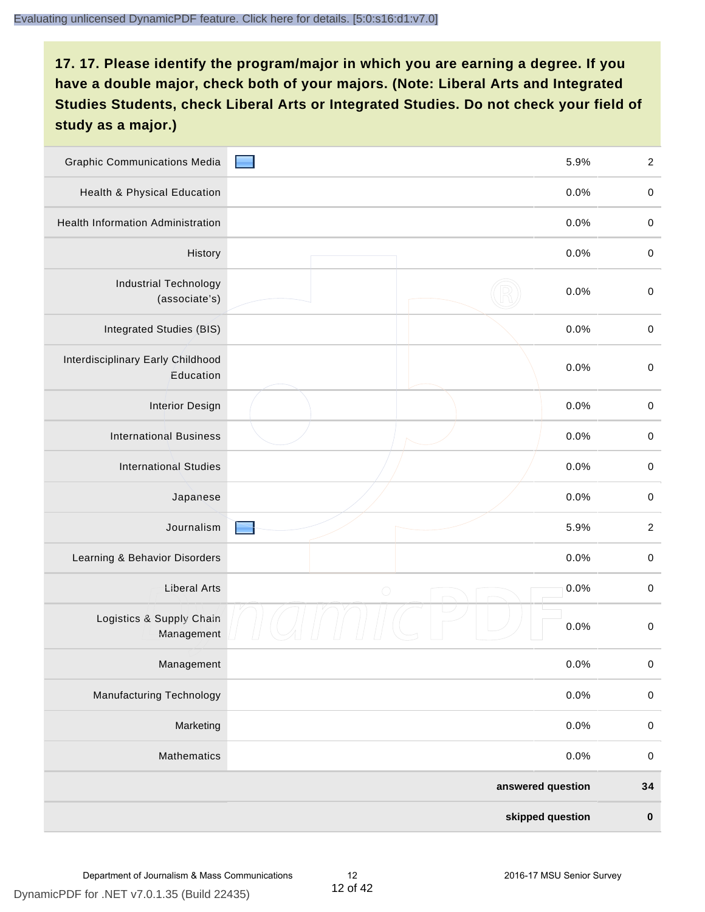## 17. 17. Please identify the program/major in which you are earning a degree. If you have a double major, check both of your majors. (Note: Liberal Arts and Integrated Studies Students, check Liberal Arts or Integrated Studies. Do not check your field of study as a major.)

| | | |
|---|---|---|
| Graphic Communications Media | 5.9% | 2 |
| Health & Physical Education | 0.0% | 0 |
| Health Information Administration | 0.0% | 0 |
| History | 0.0% | 0 |
| Industrial Technology (associate's) | 0.0% | 0 |
| Integrated Studies (BIS) | 0.0% | 0 |
| Interdisciplinary Early Childhood Education | 0.0% | 0 |
| Interior Design | 0.0% | 0 |
| International Business | 0.0% | 0 |
| International Studies | 0.0% | 0 |
| Japanese | 0.0% | 0 |
| Journalism | 5.9% | 2 |
| Learning & Behavior Disorders | 0.0% | 0 |
| Liberal Arts | 0.0% | 0 |
| Logistics & Supply Chain Management | 0.0% | 0 |
| Management | 0.0% | 0 |
| Manufacturing Technology | 0.0% | 0 |
| Marketing | 0.0% | 0 |
| Mathematics | 0.0% | 0 |
| | **answered question** | **34** |
| | **skipped question** | **0** |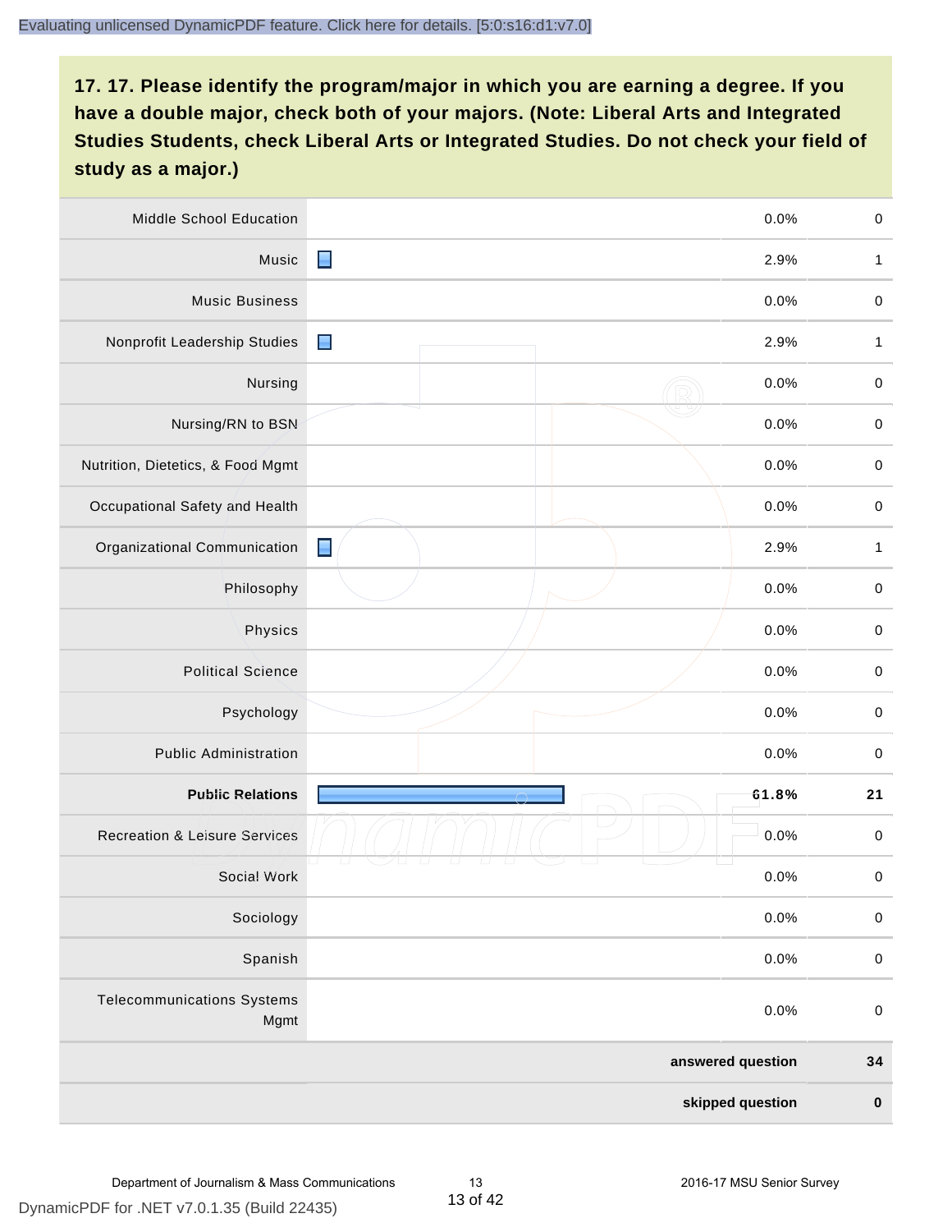## 17. 17. Please identify the program/major in which you are earning a degree. If you have a double major, check both of your majors. (Note: Liberal Arts and Integrated Studies Students, check Liberal Arts or Integrated Studies. Do not check your field of study as a major.)

| Program/Major | Percent | Count |
|---|---|---|
| Middle School Education | 0.0% | 0 |
| Music | 2.9% | 1 |
| Music Business | 0.0% | 0 |
| Nonprofit Leadership Studies | 2.9% | 1 |
| Nursing | 0.0% | 0 |
| Nursing/RN to BSN | 0.0% | 0 |
| Nutrition, Dietetics, & Food Mgmt | 0.0% | 0 |
| Occupational Safety and Health | 0.0% | 0 |
| Organizational Communication | 2.9% | 1 |
| Philosophy | 0.0% | 0 |
| Physics | 0.0% | 0 |
| Political Science | 0.0% | 0 |
| Psychology | 0.0% | 0 |
| Public Administration | 0.0% | 0 |
| **Public Relations** | **61.8%** | **21** |
| Recreation & Leisure Services | 0.0% | 0 |
| Social Work | 0.0% | 0 |
| Sociology | 0.0% | 0 |
| Spanish | 0.0% | 0 |
| Telecommunications Systems Mgmt | 0.0% | 0 |
| **answered question** | | **34** |
| **skipped question** | | **0** |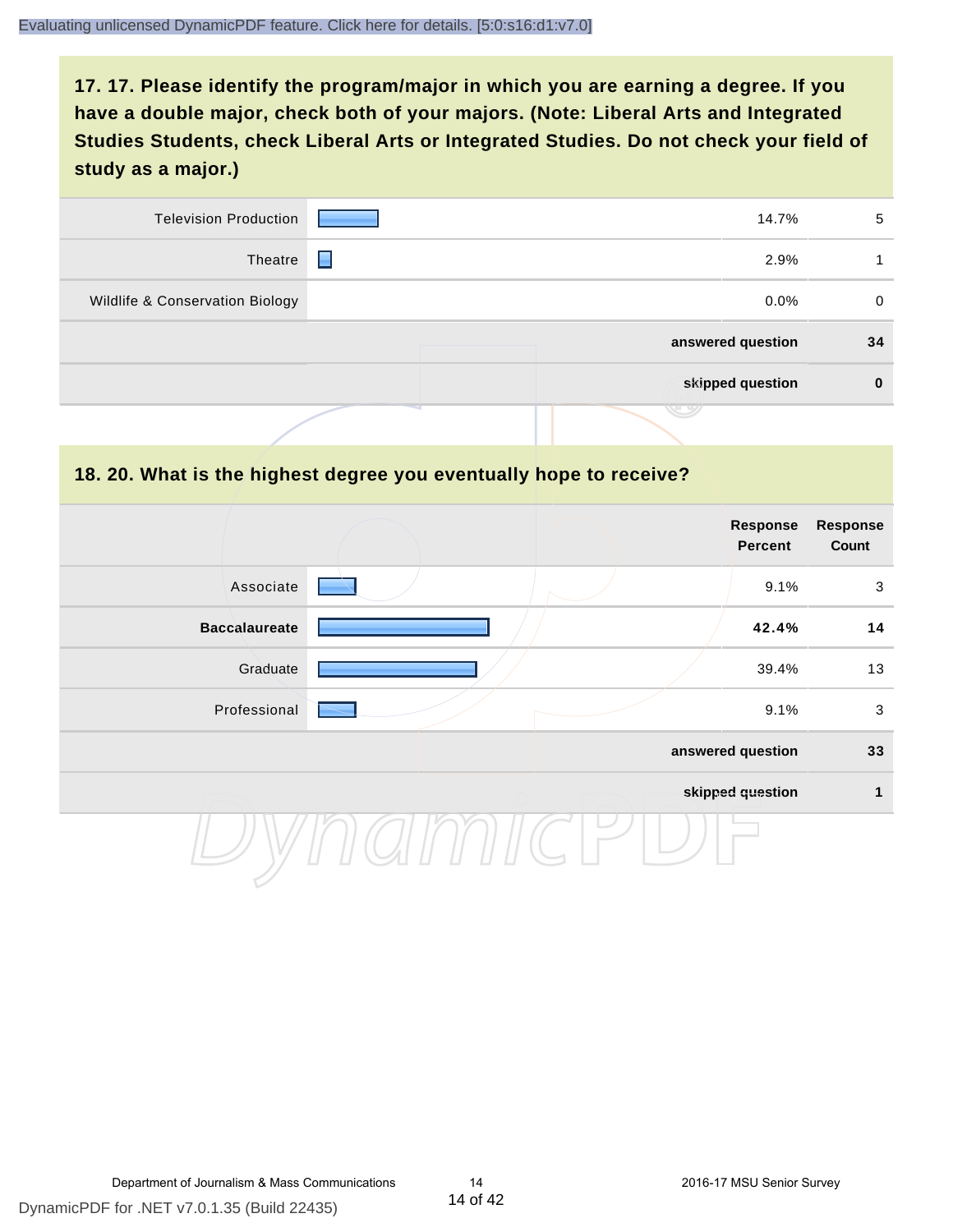## 17. 17. Please identify the program/major in which you are earning a degree. If you have a double major, check both of your majors. (Note: Liberal Arts and Integrated Studies Students, check Liberal Arts or Integrated Studies. Do not check your field of study as a major.)

| | | | |
|---|---|---|---|
| Television Production | | 14.7% | 5 |
| Theatre | | 2.9% | 1 |
| Wildlife & Conservation Biology | | 0.0% | 0 |
| | | **answered question** | **34** |
| | | **skipped question** | **0** |

## 18. 20. What is the highest degree you eventually hope to receive?

| | | Response Percent | Response Count |
|---|---|---|---|
| Associate | | 9.1% | 3 |
| **Baccalaureate** | | **42.4%** | **14** |
| Graduate | | 39.4% | 13 |
| Professional | | 9.1% | 3 |
| | | **answered question** | **33** |
| | | **skipped question** | **1** |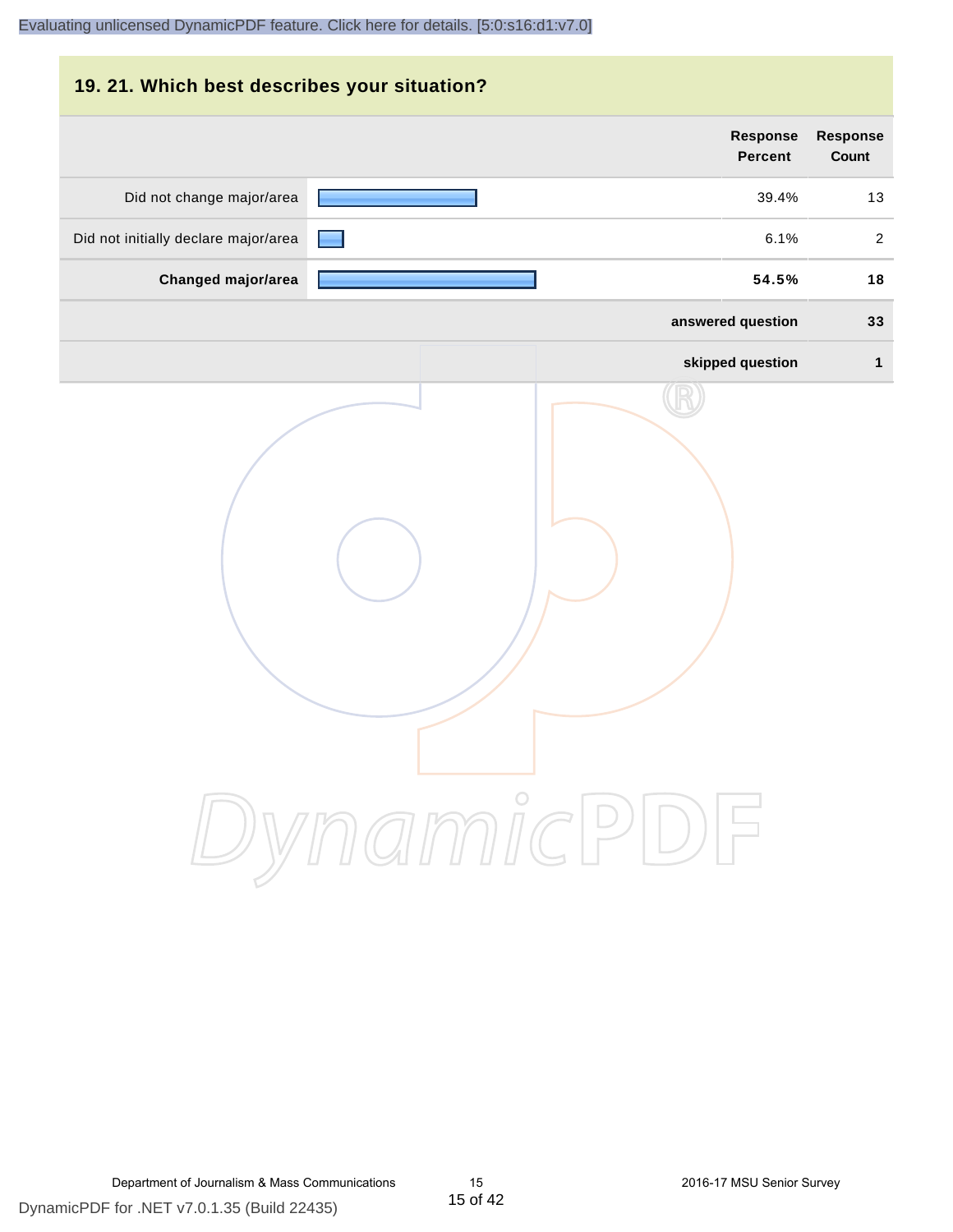## 19. 21. Which best describes your situation?

| | Response Percent | Response Count |
|---|---|---|
| Did not change major/area | 39.4% | 13 |
| Did not initially declare major/area | 6.1% | 2 |
| **Changed major/area** | **54.5%** | **18** |
| | **answered question** | **33** |
| | **skipped question** | **1** |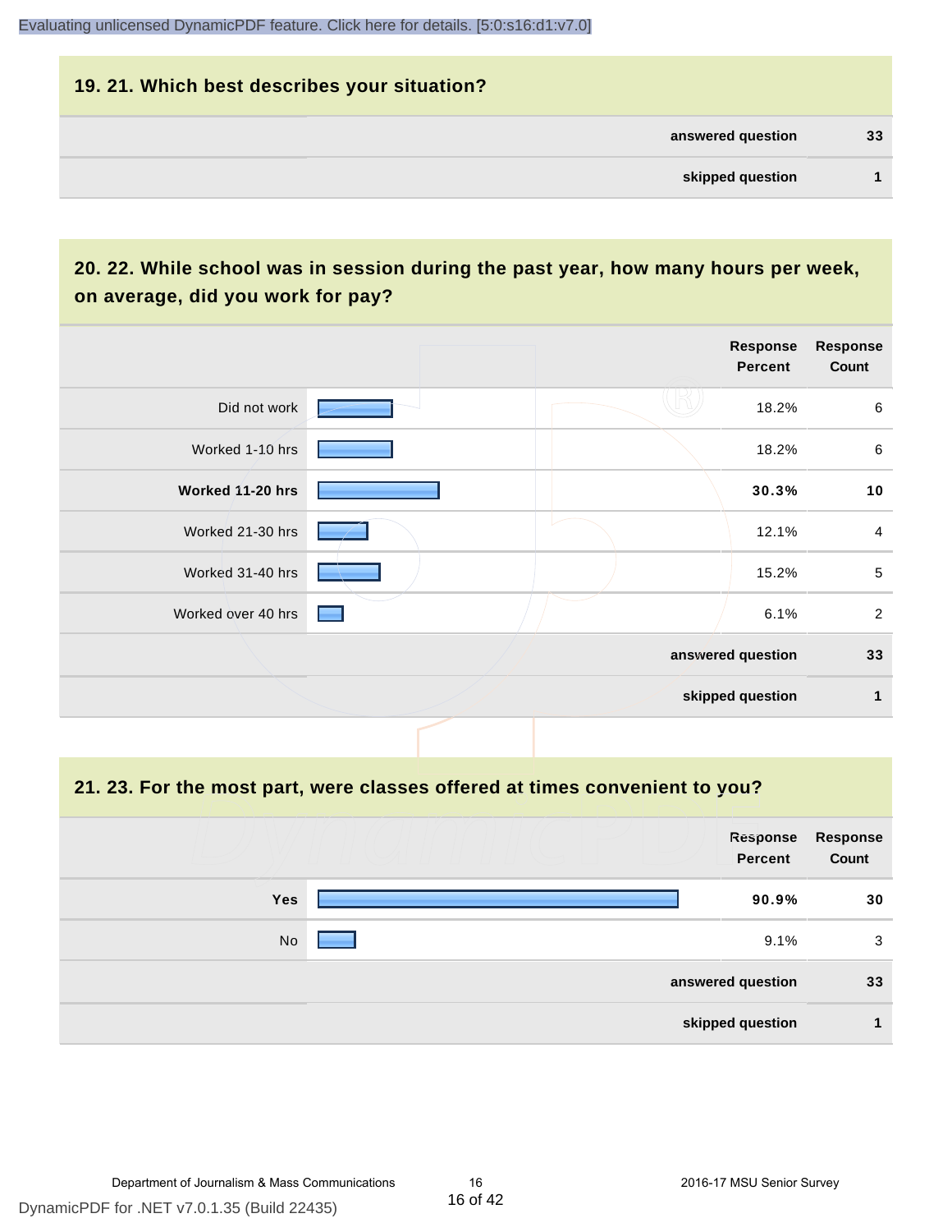## 19. 21. Which best describes your situation?

| | |
|---|---|
| answered question | 33 |
| skipped question | 1 |

## 20. 22. While school was in session during the past year, how many hours per week, on average, did you work for pay?

| | Response Percent | Response Count |
|---|---|---|
| Did not work | 18.2% | 6 |
| Worked 1-10 hrs | 18.2% | 6 |
| **Worked 11-20 hrs** | **30.3%** | **10** |
| Worked 21-30 hrs | 12.1% | 4 |
| Worked 31-40 hrs | 15.2% | 5 |
| Worked over 40 hrs | 6.1% | 2 |
| answered question | | 33 |
| skipped question | | 1 |

## 21. 23. For the most part, were classes offered at times convenient to you?

| | Response Percent | Response Count |
|---|---|---|
| **Yes** | **90.9%** | **30** |
| No | 9.1% | 3 |
| answered question | | 33 |
| skipped question | | 1 |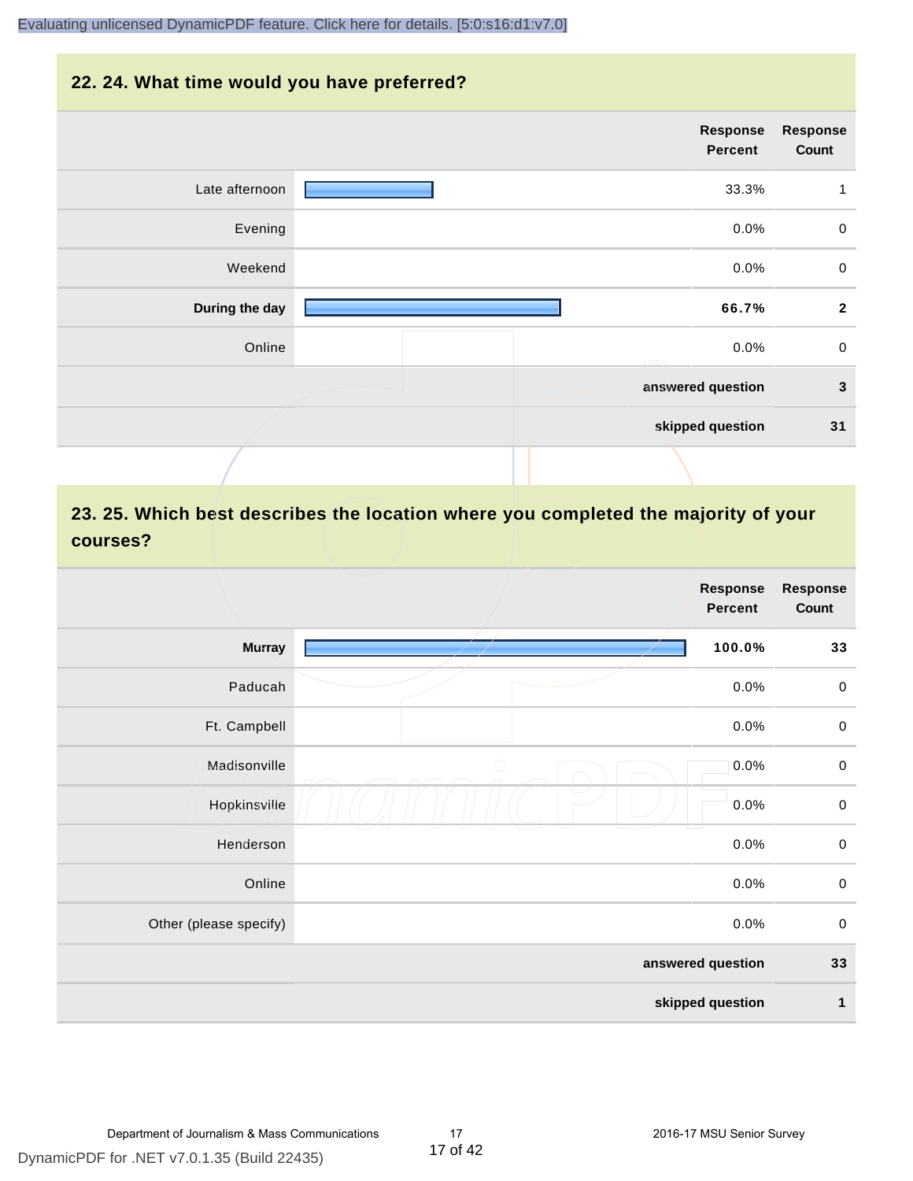## 22. 24. What time would you have preferred?

| | Response Percent | Response Count |
|---|---|---|
| Late afternoon | 33.3% | 1 |
| Evening | 0.0% | 0 |
| Weekend | 0.0% | 0 |
| **During the day** | **66.7%** | **2** |
| Online | 0.0% | 0 |
| | **answered question** | **3** |
| | **skipped question** | **31** |

## 23. 25. Which best describes the location where you completed the majority of your courses?

| | Response Percent | Response Count |
|---|---|---|
| **Murray** | **100.0%** | **33** |
| Paducah | 0.0% | 0 |
| Ft. Campbell | 0.0% | 0 |
| Madisonville | 0.0% | 0 |
| Hopkinsville | 0.0% | 0 |
| Henderson | 0.0% | 0 |
| Online | 0.0% | 0 |
| Other (please specify) | 0.0% | 0 |
| | **answered question** | **33** |
| | **skipped question** | **1** |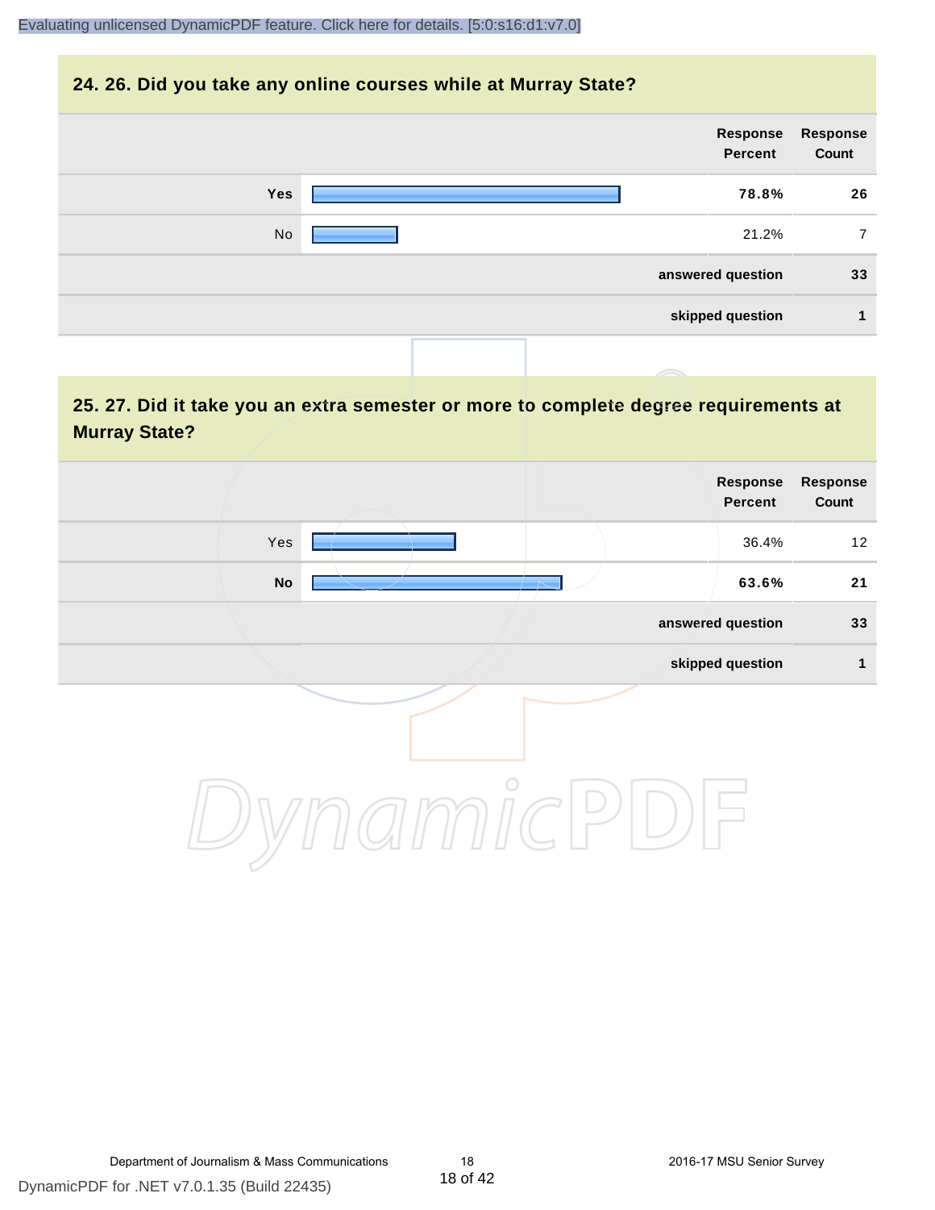## 24. 26. Did you take any online courses while at Murray State?

| | Response Percent | Response Count |
|---|---|---|
| **Yes** | **78.8%** | **26** |
| No | 21.2% | 7 |
| | **answered question** | **33** |
| | **skipped question** | **1** |

## 25. 27. Did it take you an extra semester or more to complete degree requirements at Murray State?

| | Response Percent | Response Count |
|---|---|---|
| Yes | 36.4% | 12 |
| **No** | **63.6%** | **21** |
| | **answered question** | **33** |
| | **skipped question** | **1** |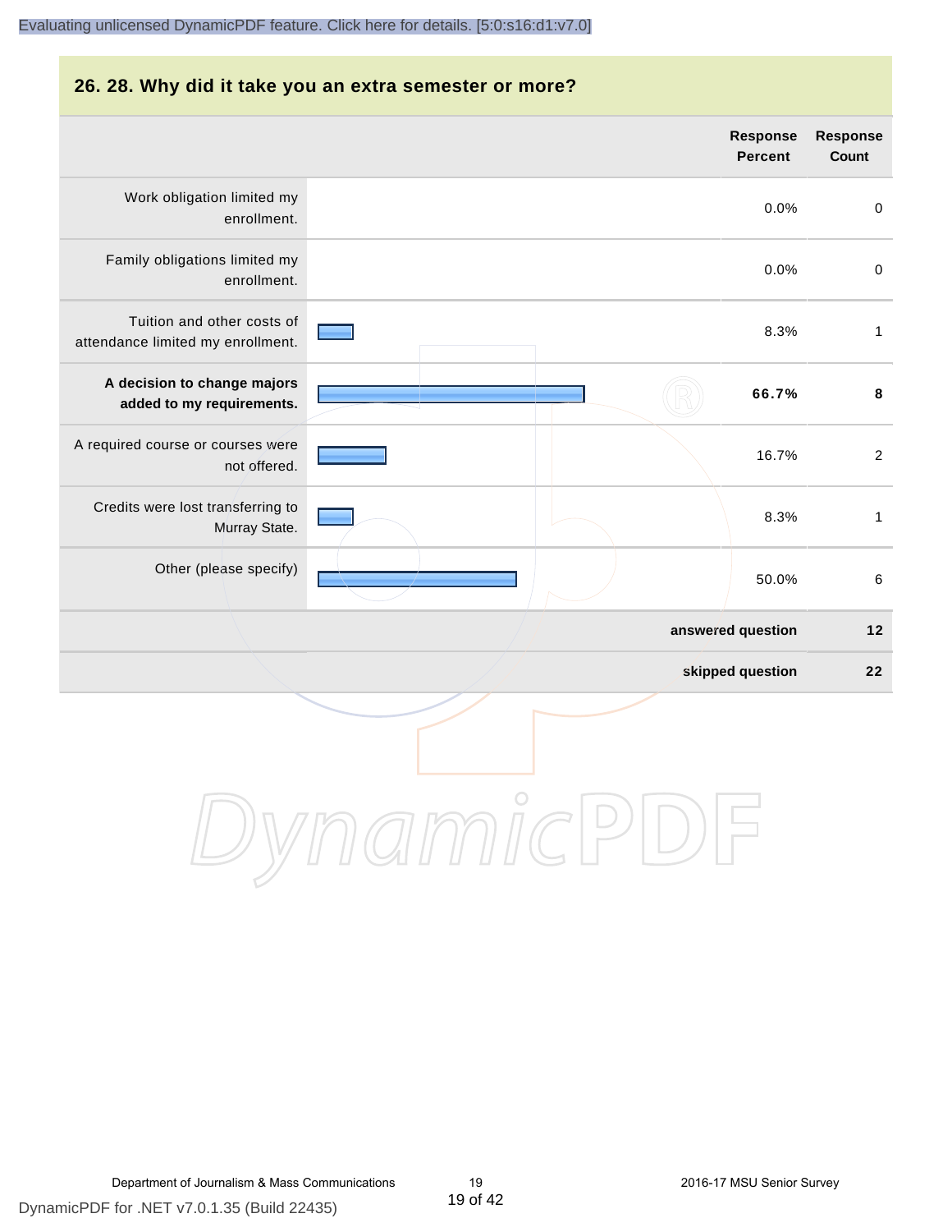## 26. 28. Why did it take you an extra semester or more?

| | Response Percent | Response Count |
|---|---|---|
| Work obligation limited my enrollment. | 0.0% | 0 |
| Family obligations limited my enrollment. | 0.0% | 0 |
| Tuition and other costs of attendance limited my enrollment. | 8.3% | 1 |
| **A decision to change majors added to my requirements.** | **66.7%** | **8** |
| A required course or courses were not offered. | 16.7% | 2 |
| Credits were lost transferring to Murray State. | 8.3% | 1 |
| Other (please specify) | 50.0% | 6 |
| | **answered question** | **12** |
| | **skipped question** | **22** |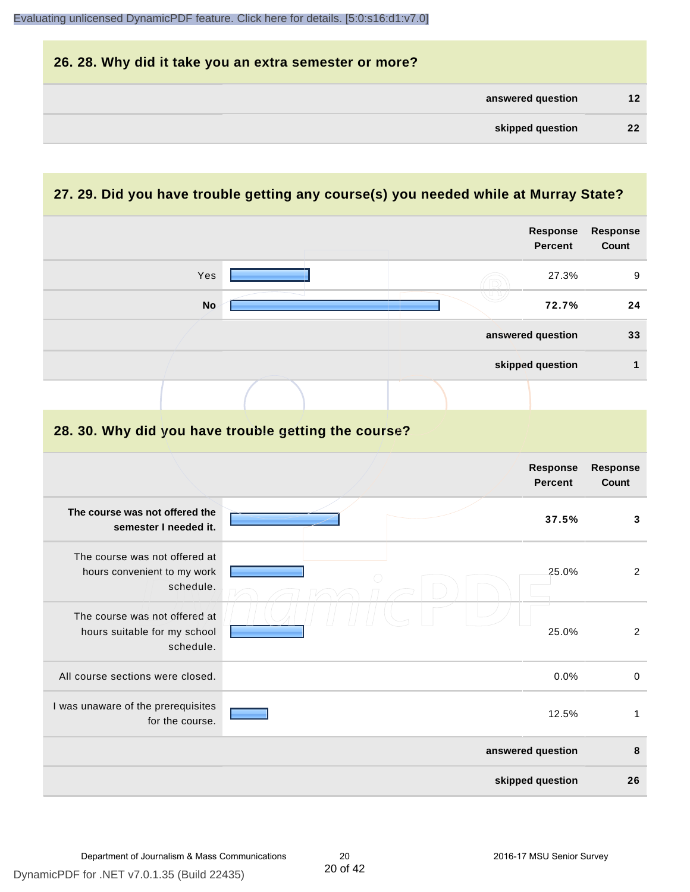## 26. 28. Why did it take you an extra semester or more?

| | |
|---|---|
| answered question | 12 |
| skipped question | 22 |

## 27. 29. Did you have trouble getting any course(s) you needed while at Murray State?

| | Response Percent | Response Count |
|---|---|---|
| Yes | 27.3% | 9 |
| **No** | **72.7%** | **24** |
| | answered question | 33 |
| | skipped question | 1 |

## 28. 30. Why did you have trouble getting the course?

| | Response Percent | Response Count |
|---|---|---|
| **The course was not offered the semester I needed it.** | **37.5%** | **3** |
| The course was not offered at hours convenient to my work schedule. | 25.0% | 2 |
| The course was not offered at hours suitable for my school schedule. | 25.0% | 2 |
| All course sections were closed. | 0.0% | 0 |
| I was unaware of the prerequisites for the course. | 12.5% | 1 |
| | answered question | 8 |
| | skipped question | 26 |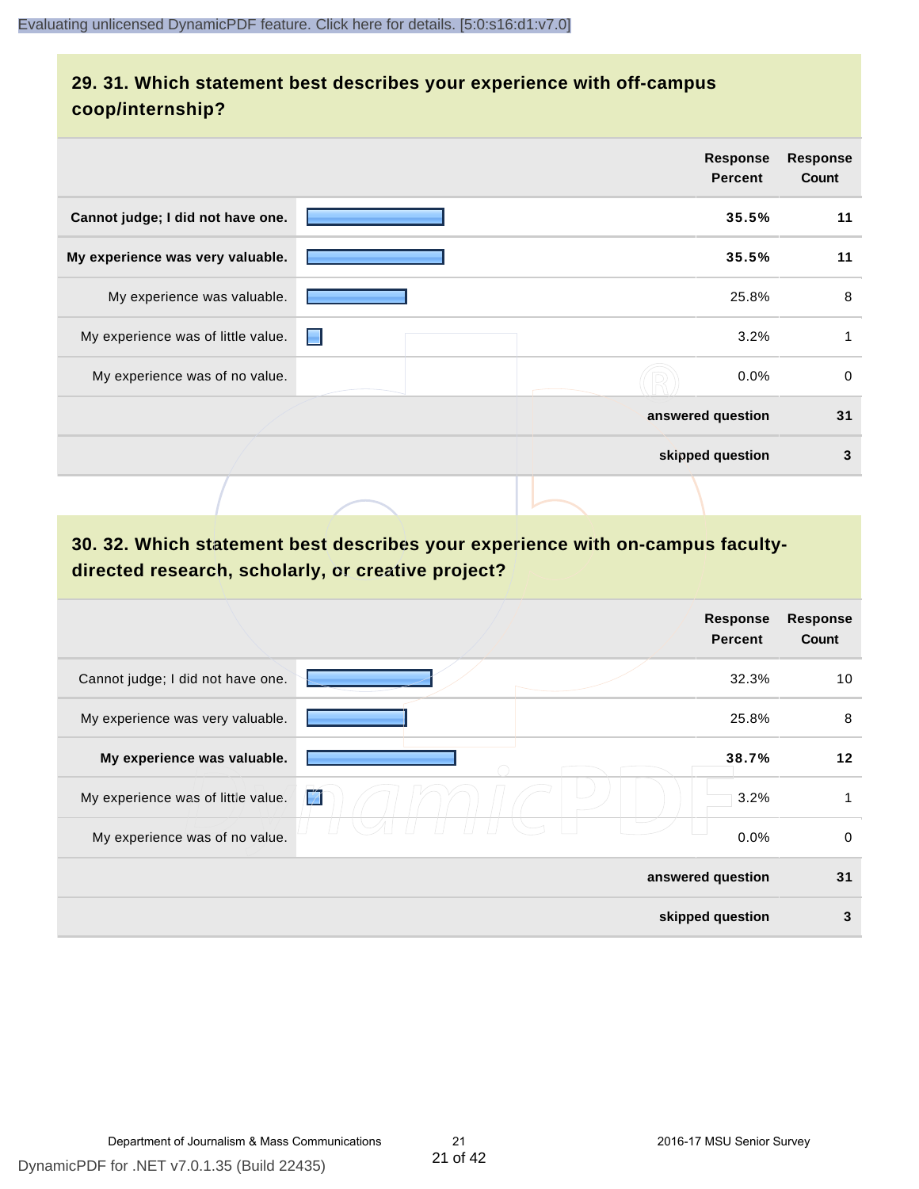## 29. 31. Which statement best describes your experience with off-campus coop/internship?

| | Response Percent | Response Count |
|---|---|---|
| **Cannot judge; I did not have one.** | **35.5%** | **11** |
| **My experience was very valuable.** | **35.5%** | **11** |
| My experience was valuable. | 25.8% | 8 |
| My experience was of little value. | 3.2% | 1 |
| My experience was of no value. | 0.0% | 0 |
| **answered question** | | **31** |
| **skipped question** | | **3** |

## 30. 32. Which statement best describes your experience with on-campus faculty-directed research, scholarly, or creative project?

| | Response Percent | Response Count |
|---|---|---|
| Cannot judge; I did not have one. | 32.3% | 10 |
| My experience was very valuable. | 25.8% | 8 |
| **My experience was valuable.** | **38.7%** | **12** |
| My experience was of little value. | 3.2% | 1 |
| My experience was of no value. | 0.0% | 0 |
| **answered question** | | **31** |
| **skipped question** | | **3** |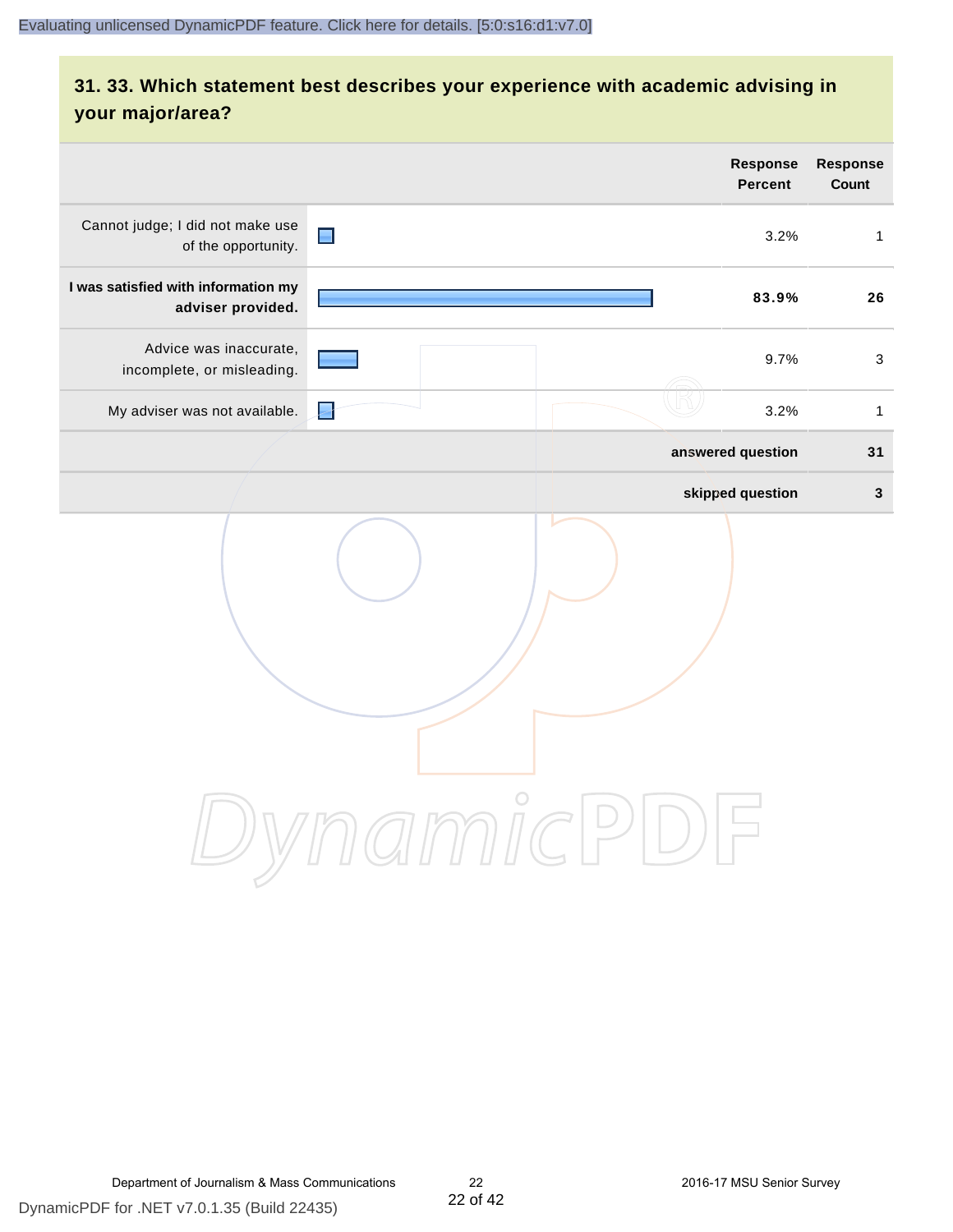## 31. 33. Which statement best describes your experience with academic advising in your major/area?

| | Response Percent | Response Count |
|---|---|---|
| Cannot judge; I did not make use of the opportunity. | 3.2% | 1 |
| **I was satisfied with information my adviser provided.** | **83.9%** | **26** |
| Advice was inaccurate, incomplete, or misleading. | 9.7% | 3 |
| My adviser was not available. | 3.2% | 1 |
| | **answered question** | **31** |
| | **skipped question** | **3** |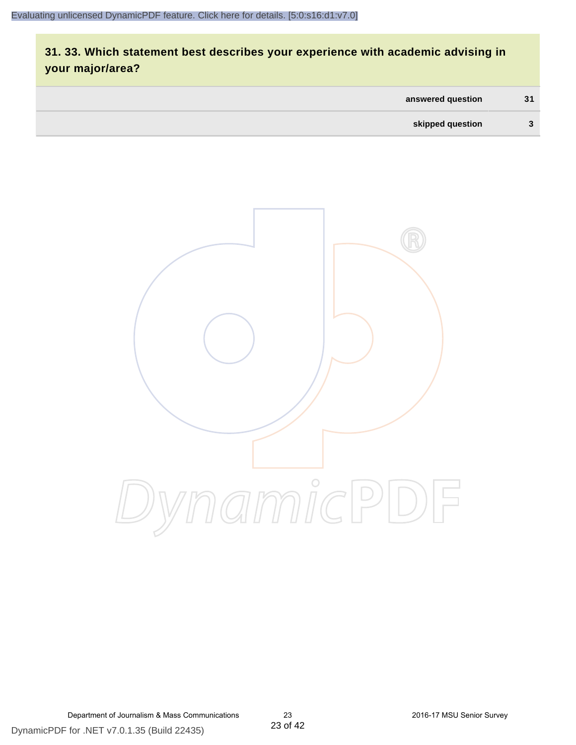## 31. 33. Which statement best describes your experience with academic advising in your major/area?

| | |
|---|---|
| answered question | 31 |
| skipped question | 3 |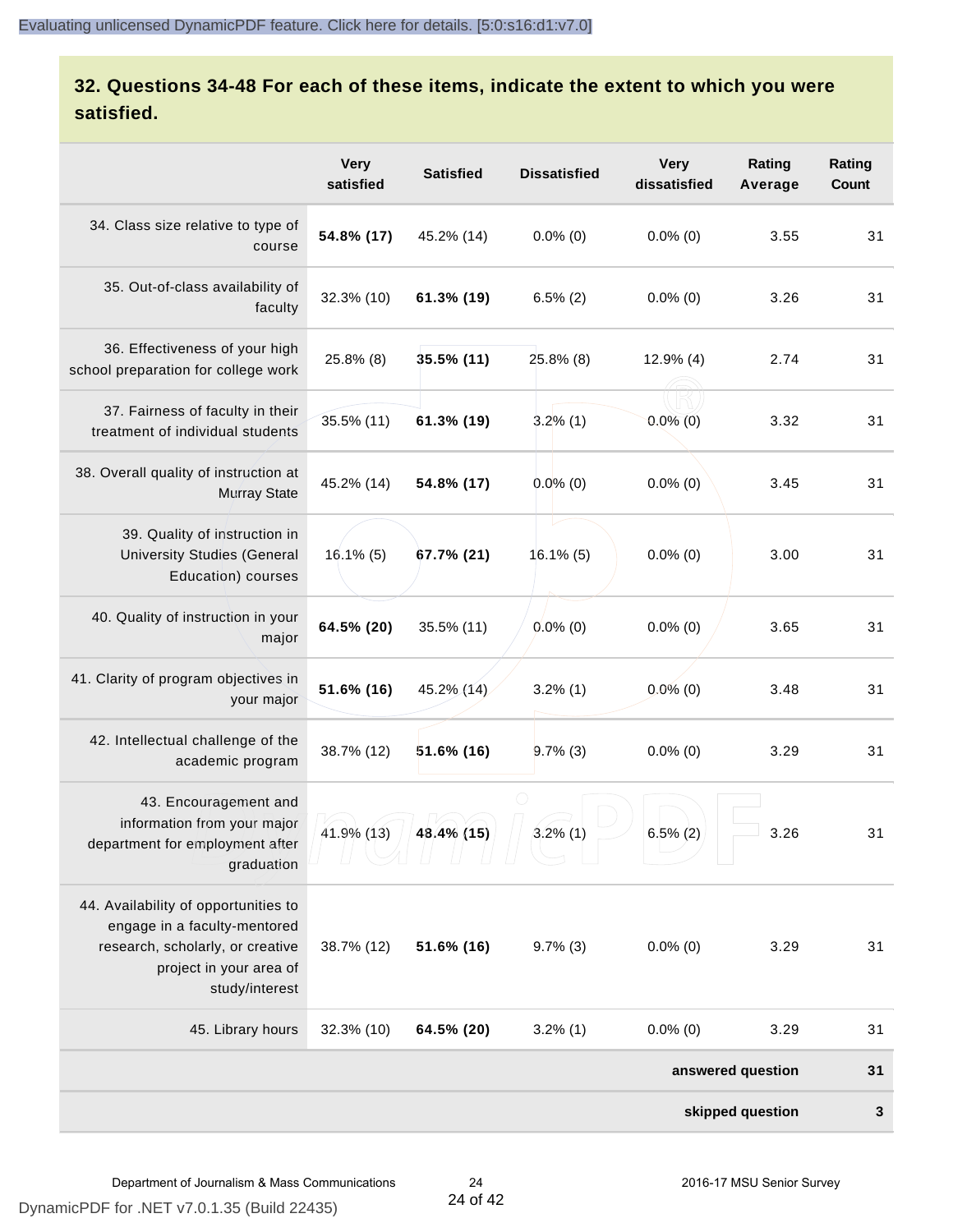## 32. Questions 34-48 For each of these items, indicate the extent to which you were satisfied.

| | Very satisfied | Satisfied | Dissatisfied | Very dissatisfied | Rating Average | Rating Count |
|---|---|---|---|---|---|---|
| 34. Class size relative to type of course | **54.8% (17)** | 45.2% (14) | 0.0% (0) | 0.0% (0) | 3.55 | 31 |
| 35. Out-of-class availability of faculty | 32.3% (10) | **61.3% (19)** | 6.5% (2) | 0.0% (0) | 3.26 | 31 |
| 36. Effectiveness of your high school preparation for college work | 25.8% (8) | **35.5% (11)** | 25.8% (8) | 12.9% (4) | 2.74 | 31 |
| 37. Fairness of faculty in their treatment of individual students | 35.5% (11) | **61.3% (19)** | 3.2% (1) | 0.0% (0) | 3.32 | 31 |
| 38. Overall quality of instruction at Murray State | 45.2% (14) | **54.8% (17)** | 0.0% (0) | 0.0% (0) | 3.45 | 31 |
| 39. Quality of instruction in University Studies (General Education) courses | 16.1% (5) | **67.7% (21)** | 16.1% (5) | 0.0% (0) | 3.00 | 31 |
| 40. Quality of instruction in your major | **64.5% (20)** | 35.5% (11) | 0.0% (0) | 0.0% (0) | 3.65 | 31 |
| 41. Clarity of program objectives in your major | **51.6% (16)** | 45.2% (14) | 3.2% (1) | 0.0% (0) | 3.48 | 31 |
| 42. Intellectual challenge of the academic program | 38.7% (12) | **51.6% (16)** | 9.7% (3) | 0.0% (0) | 3.29 | 31 |
| 43. Encouragement and information from your major department for employment after graduation | 41.9% (13) | **48.4% (15)** | 3.2% (1) | 6.5% (2) | 3.26 | 31 |
| 44. Availability of opportunities to engage in a faculty-mentored research, scholarly, or creative project in your area of study/interest | 38.7% (12) | **51.6% (16)** | 9.7% (3) | 0.0% (0) | 3.29 | 31 |
| 45. Library hours | 32.3% (10) | **64.5% (20)** | 3.2% (1) | 0.0% (0) | 3.29 | 31 |
| | | | | | **answered question** | **31** |
| | | | | | **skipped question** | **3** |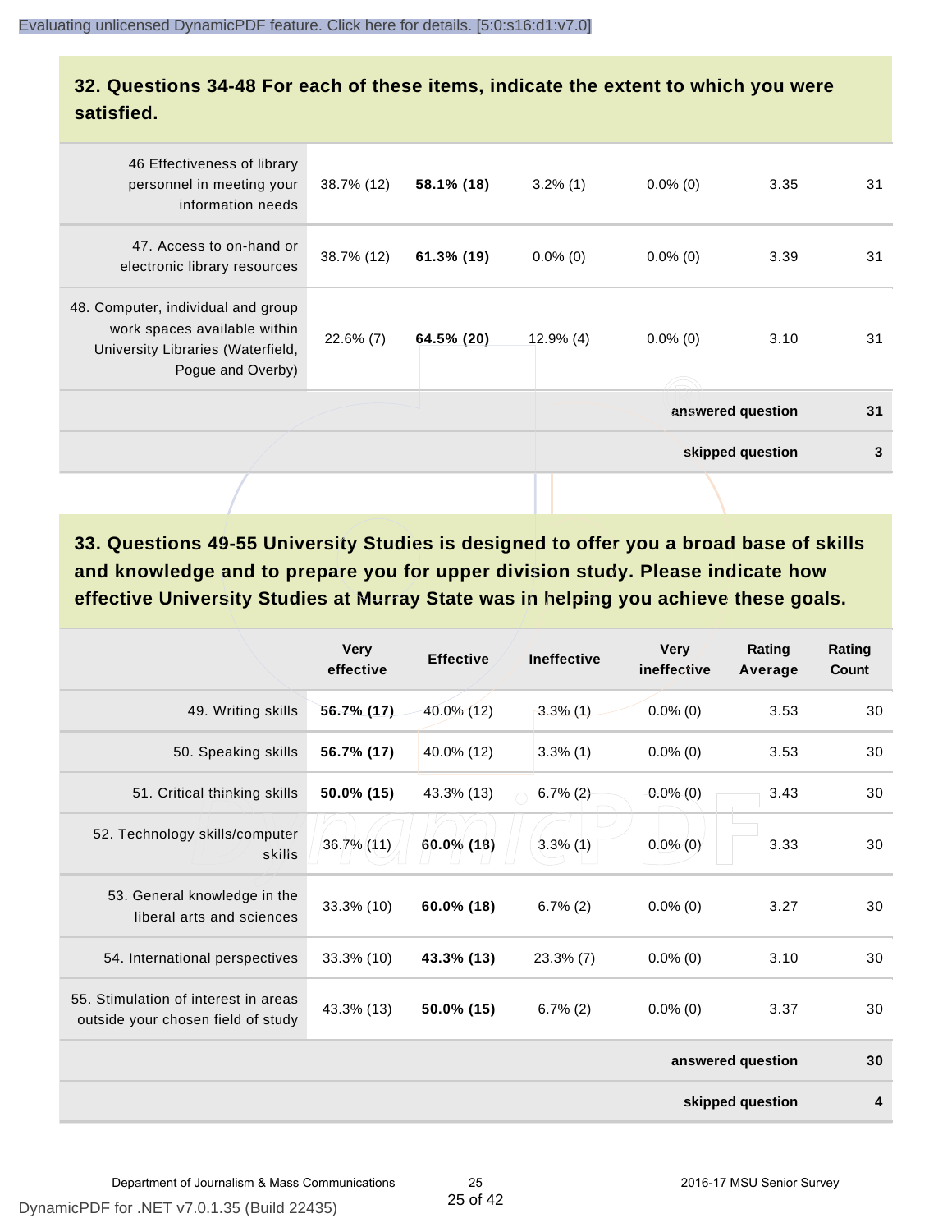## 32. Questions 34-48 For each of these items, indicate the extent to which you were satisfied.

| | | | | | | |
|---|---|---|---|---|---|---|
| 46 Effectiveness of library personnel in meeting your information needs | 38.7% (12) | **58.1% (18)** | 3.2% (1) | 0.0% (0) | 3.35 | 31 |
| 47. Access to on-hand or electronic library resources | 38.7% (12) | **61.3% (19)** | 0.0% (0) | 0.0% (0) | 3.39 | 31 |
| 48. Computer, individual and group work spaces available within University Libraries (Waterfield, Pogue and Overby) | 22.6% (7) | **64.5% (20)** | 12.9% (4) | 0.0% (0) | 3.10 | 31 |
| | | | | | **answered question** | **31** |
| | | | | | **skipped question** | **3** |

## 33. Questions 49-55 University Studies is designed to offer you a broad base of skills and knowledge and to prepare you for upper division study. Please indicate how effective University Studies at Murray State was in helping you achieve these goals.

| | Very effective | Effective | Ineffective | Very ineffective | Rating Average | Rating Count |
|---|---|---|---|---|---|---|
| 49. Writing skills | **56.7% (17)** | 40.0% (12) | 3.3% (1) | 0.0% (0) | 3.53 | 30 |
| 50. Speaking skills | **56.7% (17)** | 40.0% (12) | 3.3% (1) | 0.0% (0) | 3.53 | 30 |
| 51. Critical thinking skills | **50.0% (15)** | 43.3% (13) | 6.7% (2) | 0.0% (0) | 3.43 | 30 |
| 52. Technology skills/computer skills | 36.7% (11) | **60.0% (18)** | 3.3% (1) | 0.0% (0) | 3.33 | 30 |
| 53. General knowledge in the liberal arts and sciences | 33.3% (10) | **60.0% (18)** | 6.7% (2) | 0.0% (0) | 3.27 | 30 |
| 54. International perspectives | 33.3% (10) | **43.3% (13)** | 23.3% (7) | 0.0% (0) | 3.10 | 30 |
| 55. Stimulation of interest in areas outside your chosen field of study | 43.3% (13) | **50.0% (15)** | 6.7% (2) | 0.0% (0) | 3.37 | 30 |
| | | | | | **answered question** | **30** |
| | | | | | **skipped question** | **4** |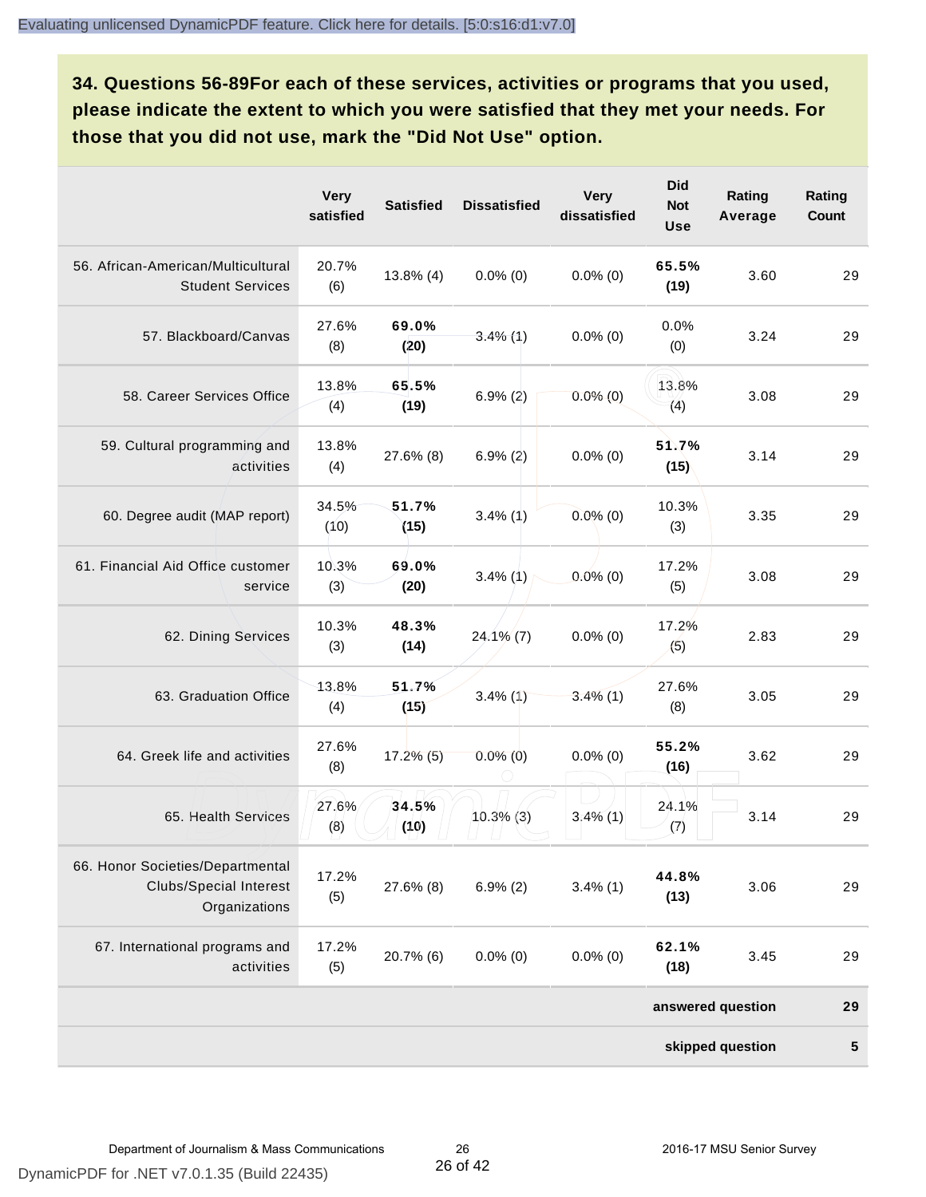**34. Questions 56-89For each of these services, activities or programs that you used, please indicate the extent to which you were satisfied that they met your needs. For those that you did not use, mark the "Did Not Use" option.**

| | Very satisfied | Satisfied | Dissatisfied | Very dissatisfied | Did Not Use | Rating Average | Rating Count |
|---|---|---|---|---|---|---|---|
| 56. African-American/Multicultural Student Services | 20.7% (6) | 13.8% (4) | 0.0% (0) | 0.0% (0) | **65.5% (19)** | 3.60 | 29 |
| 57. Blackboard/Canvas | 27.6% (8) | **69.0% (20)** | 3.4% (1) | 0.0% (0) | 0.0% (0) | 3.24 | 29 |
| 58. Career Services Office | 13.8% (4) | **65.5% (19)** | 6.9% (2) | 0.0% (0) | 13.8% (4) | 3.08 | 29 |
| 59. Cultural programming and activities | 13.8% (4) | 27.6% (8) | 6.9% (2) | 0.0% (0) | **51.7% (15)** | 3.14 | 29 |
| 60. Degree audit (MAP report) | 34.5% (10) | **51.7% (15)** | 3.4% (1) | 0.0% (0) | 10.3% (3) | 3.35 | 29 |
| 61. Financial Aid Office customer service | 10.3% (3) | **69.0% (20)** | 3.4% (1) | 0.0% (0) | 17.2% (5) | 3.08 | 29 |
| 62. Dining Services | 10.3% (3) | **48.3% (14)** | 24.1% (7) | 0.0% (0) | 17.2% (5) | 2.83 | 29 |
| 63. Graduation Office | 13.8% (4) | **51.7% (15)** | 3.4% (1) | 3.4% (1) | 27.6% (8) | 3.05 | 29 |
| 64. Greek life and activities | 27.6% (8) | 17.2% (5) | 0.0% (0) | 0.0% (0) | **55.2% (16)** | 3.62 | 29 |
| 65. Health Services | 27.6% (8) | **34.5% (10)** | 10.3% (3) | 3.4% (1) | 24.1% (7) | 3.14 | 29 |
| 66. Honor Societies/Departmental Clubs/Special Interest Organizations | 17.2% (5) | 27.6% (8) | 6.9% (2) | 3.4% (1) | **44.8% (13)** | 3.06 | 29 |
| 67. International programs and activities | 17.2% (5) | 20.7% (6) | 0.0% (0) | 0.0% (0) | **62.1% (18)** | 3.45 | 29 |
| | | | | | | **answered question** | **29** |
| | | | | | | **skipped question** | **5** |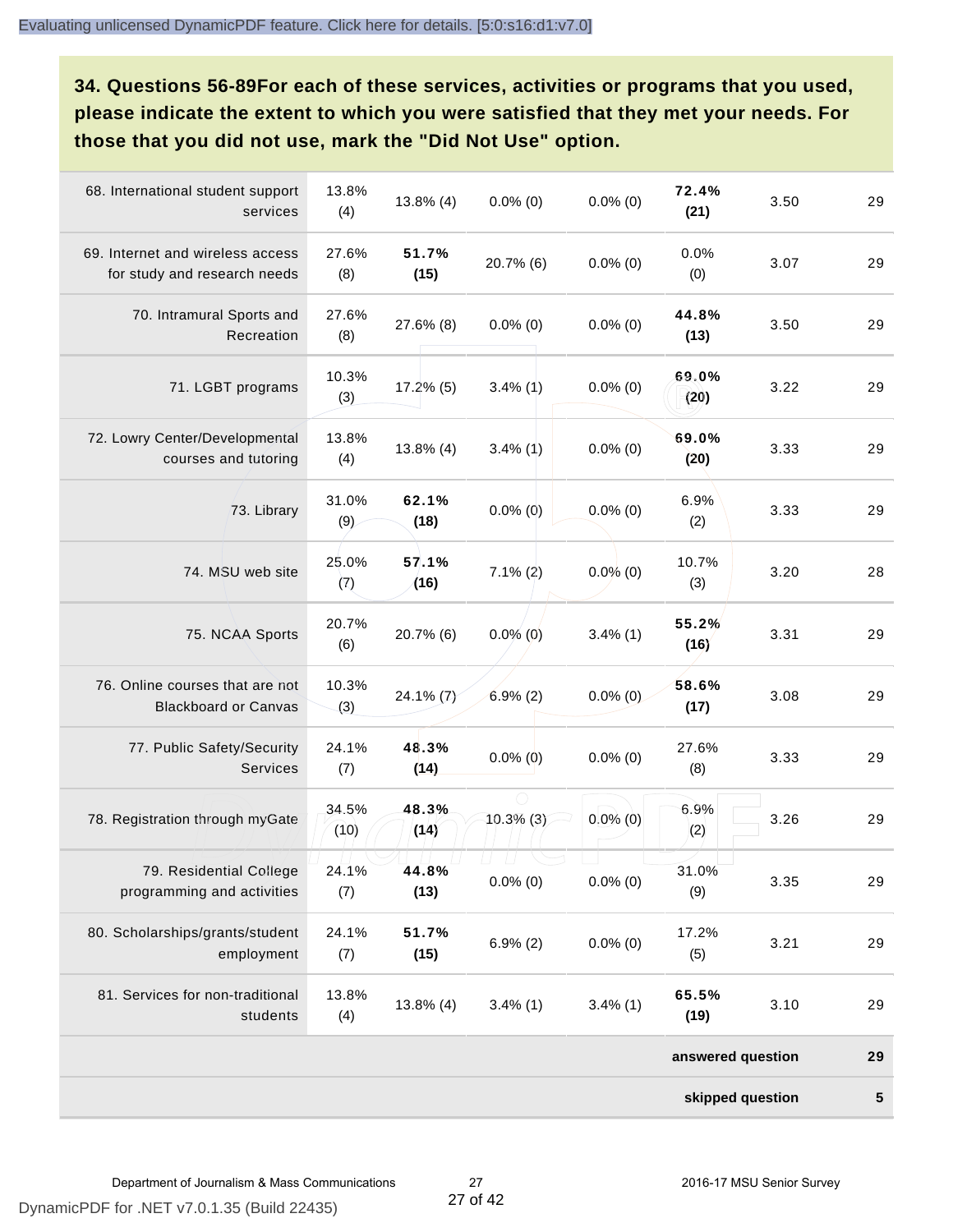**34. Questions 56-89For each of these services, activities or programs that you used, please indicate the extent to which you were satisfied that they met your needs. For those that you did not use, mark the "Did Not Use" option.**

| | | | | | | | |
|---|---|---|---|---|---|---|---|
| 68. International student support services | 13.8% (4) | 13.8% (4) | 0.0% (0) | 0.0% (0) | **72.4% (21)** | 3.50 | 29 |
| 69. Internet and wireless access for study and research needs | 27.6% (8) | **51.7% (15)** | 20.7% (6) | 0.0% (0) | 0.0% (0) | 3.07 | 29 |
| 70. Intramural Sports and Recreation | 27.6% (8) | 27.6% (8) | 0.0% (0) | 0.0% (0) | **44.8% (13)** | 3.50 | 29 |
| 71. LGBT programs | 10.3% (3) | 17.2% (5) | 3.4% (1) | 0.0% (0) | **69.0% (20)** | 3.22 | 29 |
| 72. Lowry Center/Developmental courses and tutoring | 13.8% (4) | 13.8% (4) | 3.4% (1) | 0.0% (0) | **69.0% (20)** | 3.33 | 29 |
| 73. Library | 31.0% (9) | **62.1% (18)** | 0.0% (0) | 0.0% (0) | 6.9% (2) | 3.33 | 29 |
| 74. MSU web site | 25.0% (7) | **57.1% (16)** | 7.1% (2) | 0.0% (0) | 10.7% (3) | 3.20 | 28 |
| 75. NCAA Sports | 20.7% (6) | 20.7% (6) | 0.0% (0) | 3.4% (1) | **55.2% (16)** | 3.31 | 29 |
| 76. Online courses that are not Blackboard or Canvas | 10.3% (3) | 24.1% (7) | 6.9% (2) | 0.0% (0) | **58.6% (17)** | 3.08 | 29 |
| 77. Public Safety/Security Services | 24.1% (7) | **48.3% (14)** | 0.0% (0) | 0.0% (0) | 27.6% (8) | 3.33 | 29 |
| 78. Registration through myGate | 34.5% (10) | **48.3% (14)** | 10.3% (3) | 0.0% (0) | 6.9% (2) | 3.26 | 29 |
| 79. Residential College programming and activities | 24.1% (7) | **44.8% (13)** | 0.0% (0) | 0.0% (0) | 31.0% (9) | 3.35 | 29 |
| 80. Scholarships/grants/student employment | 24.1% (7) | **51.7% (15)** | 6.9% (2) | 0.0% (0) | 17.2% (5) | 3.21 | 29 |
| 81. Services for non-traditional students | 13.8% (4) | 13.8% (4) | 3.4% (1) | 3.4% (1) | **65.5% (19)** | 3.10 | 29 |
| | | | | | | **answered question** | **29** |
| | | | | | | **skipped question** | **5** |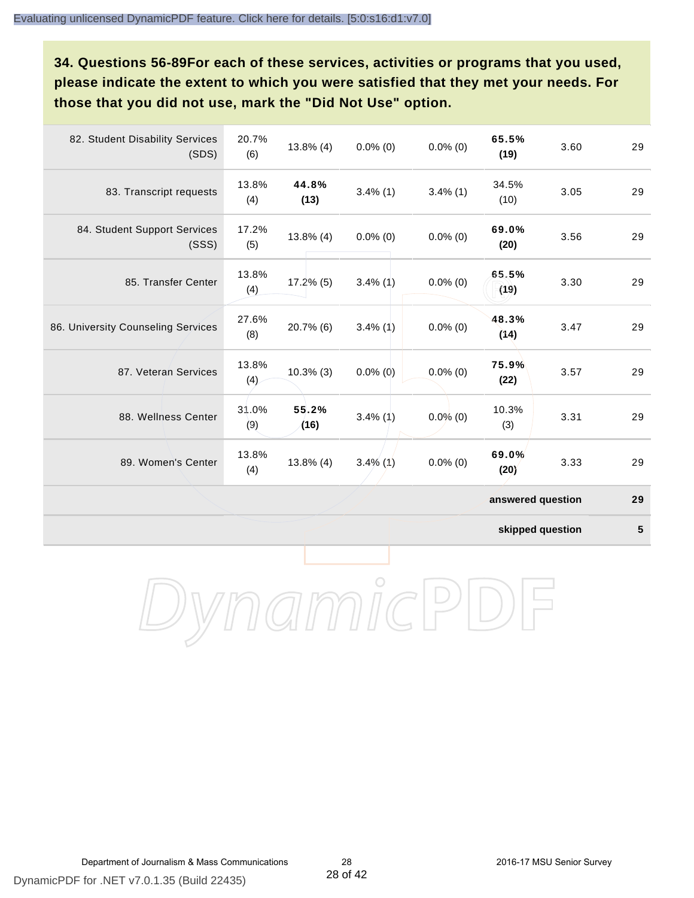**34. Questions 56-89For each of these services, activities or programs that you used, please indicate the extent to which you were satisfied that they met your needs. For those that you did not use, mark the "Did Not Use" option.**

| | | | | | | | |
|---|---|---|---|---|---|---|---|
| 82. Student Disability Services (SDS) | 20.7% (6) | 13.8% (4) | 0.0% (0) | 0.0% (0) | **65.5% (19)** | 3.60 | 29 |
| 83. Transcript requests | 13.8% (4) | **44.8% (13)** | 3.4% (1) | 3.4% (1) | 34.5% (10) | 3.05 | 29 |
| 84. Student Support Services (SSS) | 17.2% (5) | 13.8% (4) | 0.0% (0) | 0.0% (0) | **69.0% (20)** | 3.56 | 29 |
| 85. Transfer Center | 13.8% (4) | 17.2% (5) | 3.4% (1) | 0.0% (0) | **65.5% (19)** | 3.30 | 29 |
| 86. University Counseling Services | 27.6% (8) | 20.7% (6) | 3.4% (1) | 0.0% (0) | **48.3% (14)** | 3.47 | 29 |
| 87. Veteran Services | 13.8% (4) | 10.3% (3) | 0.0% (0) | 0.0% (0) | **75.9% (22)** | 3.57 | 29 |
| 88. Wellness Center | 31.0% (9) | **55.2% (16)** | 3.4% (1) | 0.0% (0) | 10.3% (3) | 3.31 | 29 |
| 89. Women's Center | 13.8% (4) | 13.8% (4) | 3.4% (1) | 0.0% (0) | **69.0% (20)** | 3.33 | 29 |
| | | | | | | **answered question** | **29** |
| | | | | | | **skipped question** | **5** |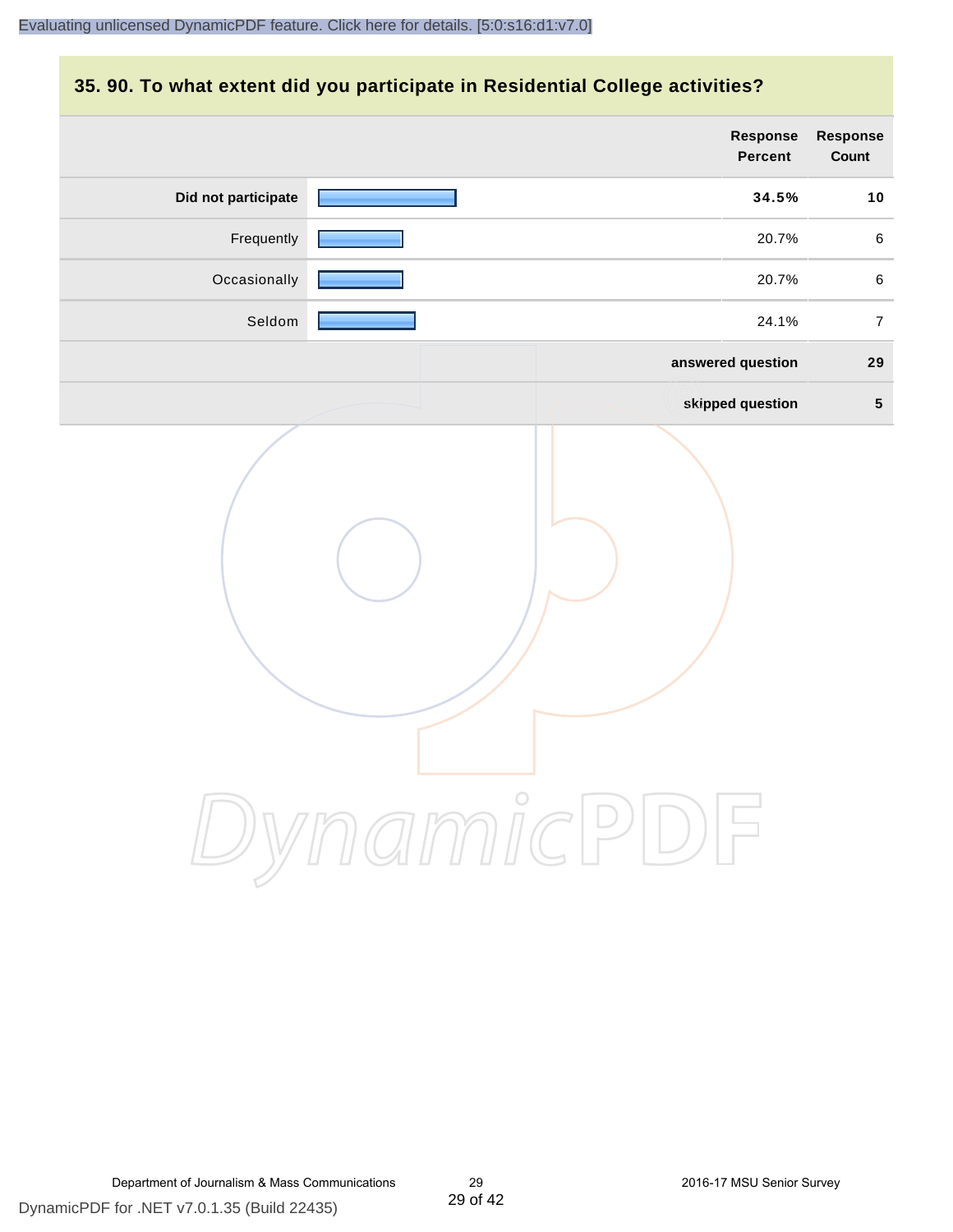## 35. 90. To what extent did you participate in Residential College activities?

| | Response Percent | Response Count |
|---|---|---|
| **Did not participate** | **34.5%** | **10** |
| Frequently | 20.7% | 6 |
| Occasionally | 20.7% | 6 |
| Seldom | 24.1% | 7 |
| | **answered question** | **29** |
| | **skipped question** | **5** |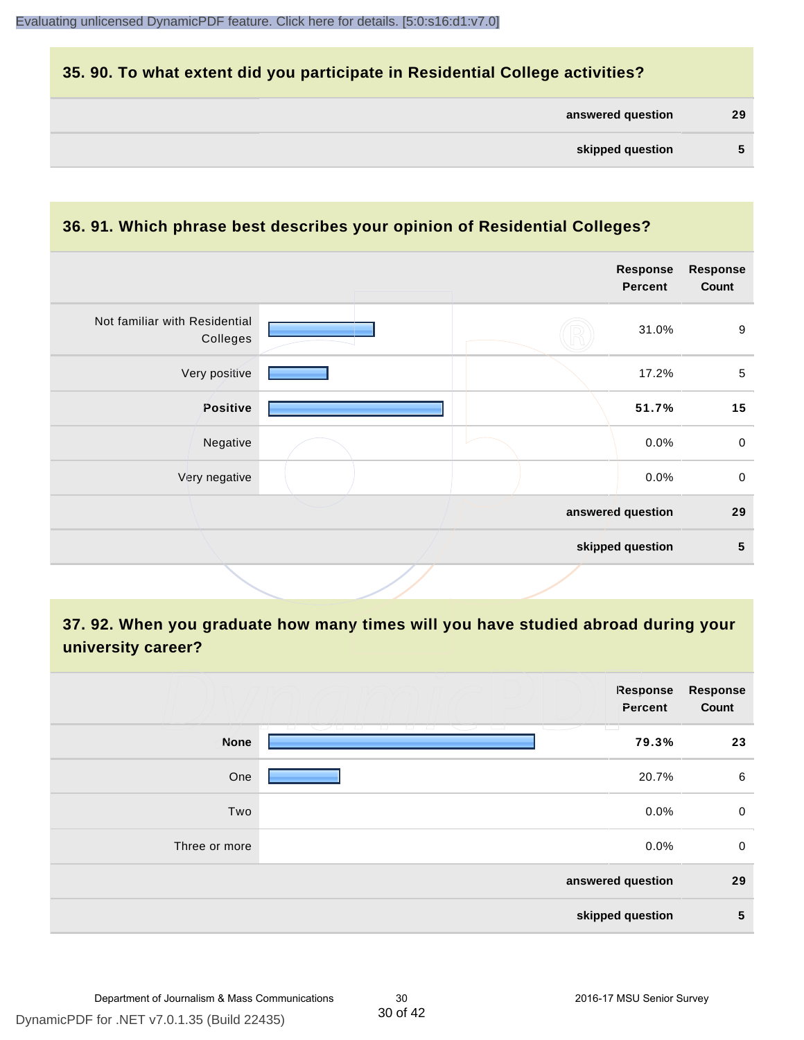## 35. 90. To what extent did you participate in Residential College activities?

| | |
|---|---|
| answered question | 29 |
| skipped question | 5 |

## 36. 91. Which phrase best describes your opinion of Residential Colleges?

| | Response Percent | Response Count |
|---|---|---|
| Not familiar with Residential Colleges | 31.0% | 9 |
| Very positive | 17.2% | 5 |
| **Positive** | **51.7%** | **15** |
| Negative | 0.0% | 0 |
| Very negative | 0.0% | 0 |
| answered question | | 29 |
| skipped question | | 5 |

## 37. 92. When you graduate how many times will you have studied abroad during your university career?

| | Response Percent | Response Count |
|---|---|---|
| **None** | **79.3%** | **23** |
| One | 20.7% | 6 |
| Two | 0.0% | 0 |
| Three or more | 0.0% | 0 |
| answered question | | 29 |
| skipped question | | 5 |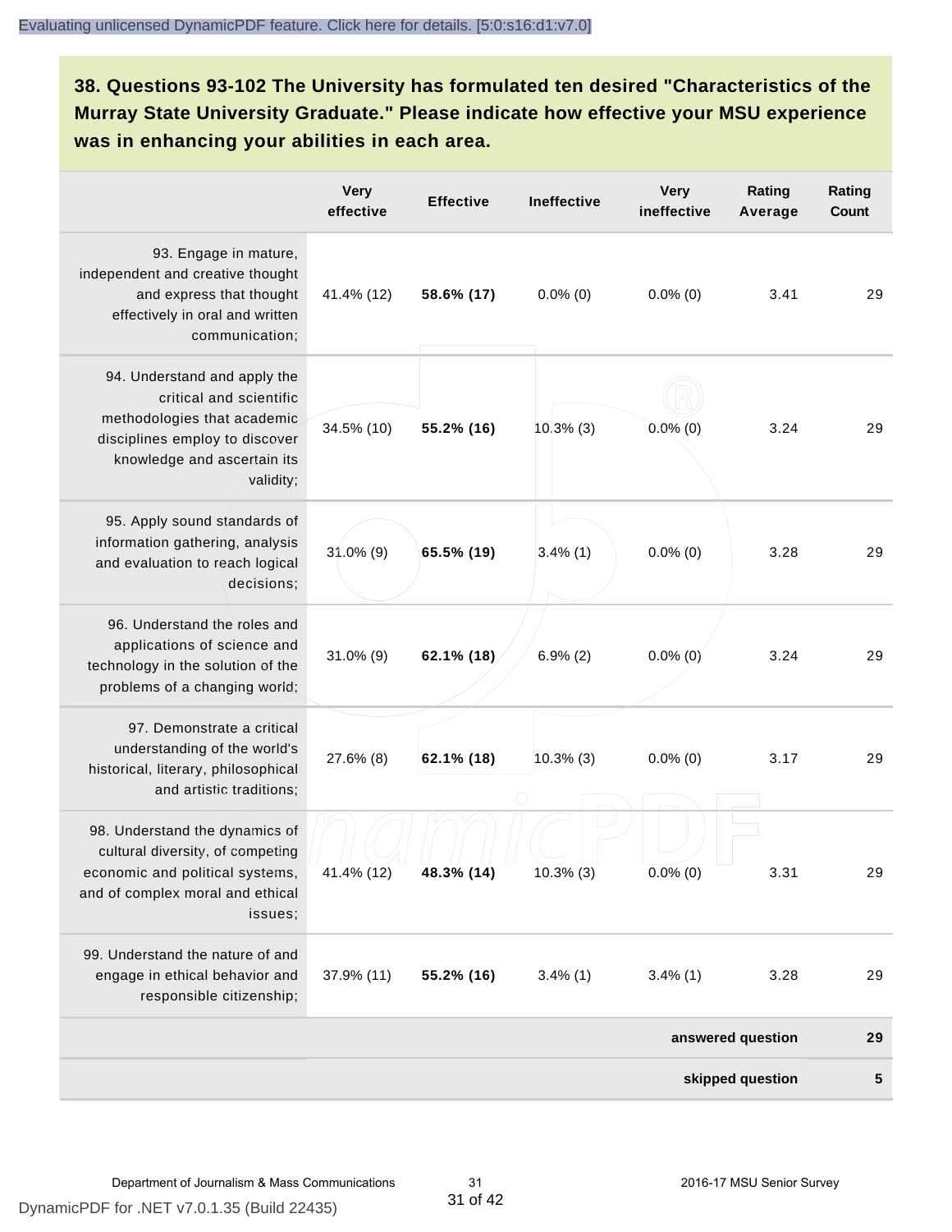**38. Questions 93-102 The University has formulated ten desired "Characteristics of the Murray State University Graduate." Please indicate how effective your MSU experience was in enhancing your abilities in each area.**

| | Very effective | Effective | Ineffective | Very ineffective | Rating Average | Rating Count |
|---|---|---|---|---|---|---|
| 93. Engage in mature, independent and creative thought and express that thought effectively in oral and written communication; | 41.4% (12) | **58.6% (17)** | 0.0% (0) | 0.0% (0) | 3.41 | 29 |
| 94. Understand and apply the critical and scientific methodologies that academic disciplines employ to discover knowledge and ascertain its validity; | 34.5% (10) | **55.2% (16)** | 10.3% (3) | 0.0% (0) | 3.24 | 29 |
| 95. Apply sound standards of information gathering, analysis and evaluation to reach logical decisions; | 31.0% (9) | **65.5% (19)** | 3.4% (1) | 0.0% (0) | 3.28 | 29 |
| 96. Understand the roles and applications of science and technology in the solution of the problems of a changing world; | 31.0% (9) | **62.1% (18)** | 6.9% (2) | 0.0% (0) | 3.24 | 29 |
| 97. Demonstrate a critical understanding of the world's historical, literary, philosophical and artistic traditions; | 27.6% (8) | **62.1% (18)** | 10.3% (3) | 0.0% (0) | 3.17 | 29 |
| 98. Understand the dynamics of cultural diversity, of competing economic and political systems, and of complex moral and ethical issues; | 41.4% (12) | **48.3% (14)** | 10.3% (3) | 0.0% (0) | 3.31 | 29 |
| 99. Understand the nature of and engage in ethical behavior and responsible citizenship; | 37.9% (11) | **55.2% (16)** | 3.4% (1) | 3.4% (1) | 3.28 | 29 |
| | | | | | **answered question** | **29** |
| | | | | | **skipped question** | **5** |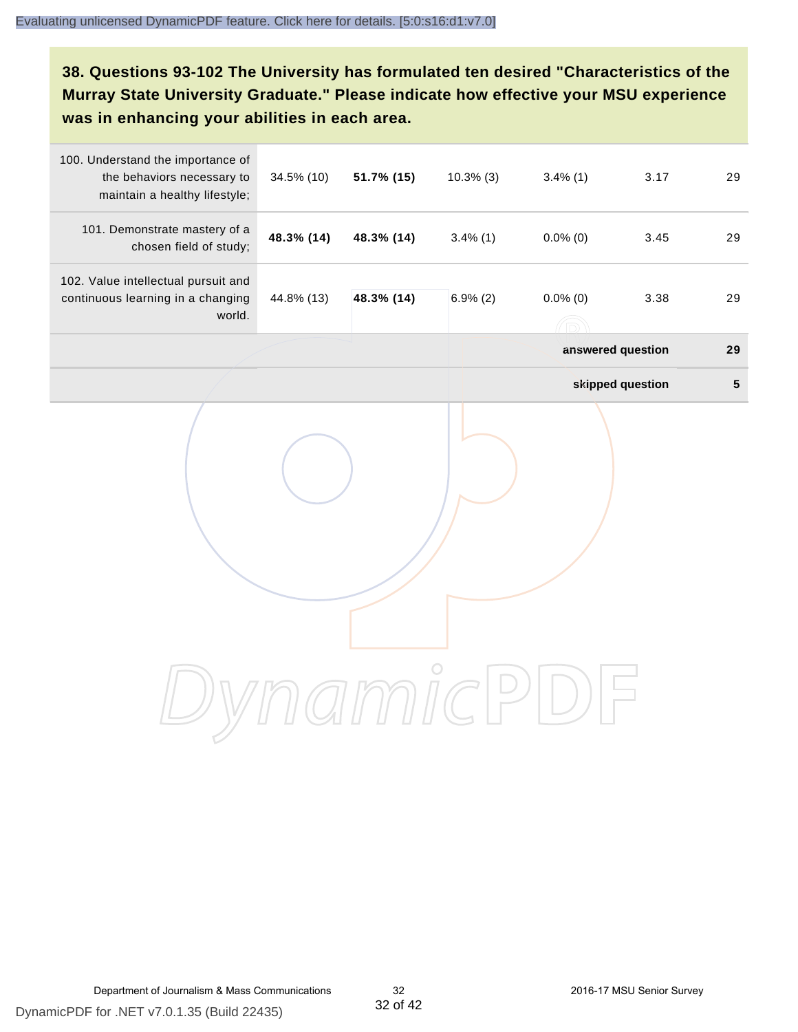**38. Questions 93-102 The University has formulated ten desired "Characteristics of the Murray State University Graduate." Please indicate how effective your MSU experience was in enhancing your abilities in each area.**

| | | | | | | |
|---|---|---|---|---|---|---|
| 100. Understand the importance of the behaviors necessary to maintain a healthy lifestyle; | 34.5% (10) | **51.7% (15)** | 10.3% (3) | 3.4% (1) | 3.17 | 29 |
| 101. Demonstrate mastery of a chosen field of study; | **48.3% (14)** | **48.3% (14)** | 3.4% (1) | 0.0% (0) | 3.45 | 29 |
| 102. Value intellectual pursuit and continuous learning in a changing world. | 44.8% (13) | **48.3% (14)** | 6.9% (2) | 0.0% (0) | 3.38 | 29 |
| | | | | | **answered question** | **29** |
| | | | | | **skipped question** | **5** |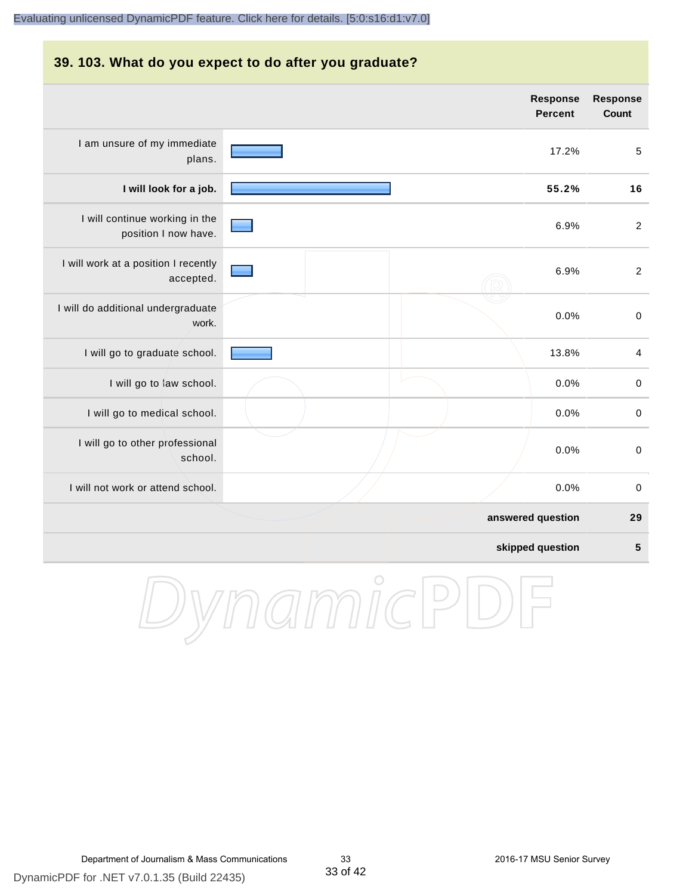## 39. 103. What do you expect to do after you graduate?

| | Response Percent | Response Count |
|---|---|---|
| I am unsure of my immediate plans. | 17.2% | 5 |
| **I will look for a job.** | **55.2%** | **16** |
| I will continue working in the position I now have. | 6.9% | 2 |
| I will work at a position I recently accepted. | 6.9% | 2 |
| I will do additional undergraduate work. | 0.0% | 0 |
| I will go to graduate school. | 13.8% | 4 |
| I will go to law school. | 0.0% | 0 |
| I will go to medical school. | 0.0% | 0 |
| I will go to other professional school. | 0.0% | 0 |
| I will not work or attend school. | 0.0% | 0 |
| | **answered question** | **29** |
| | **skipped question** | **5** |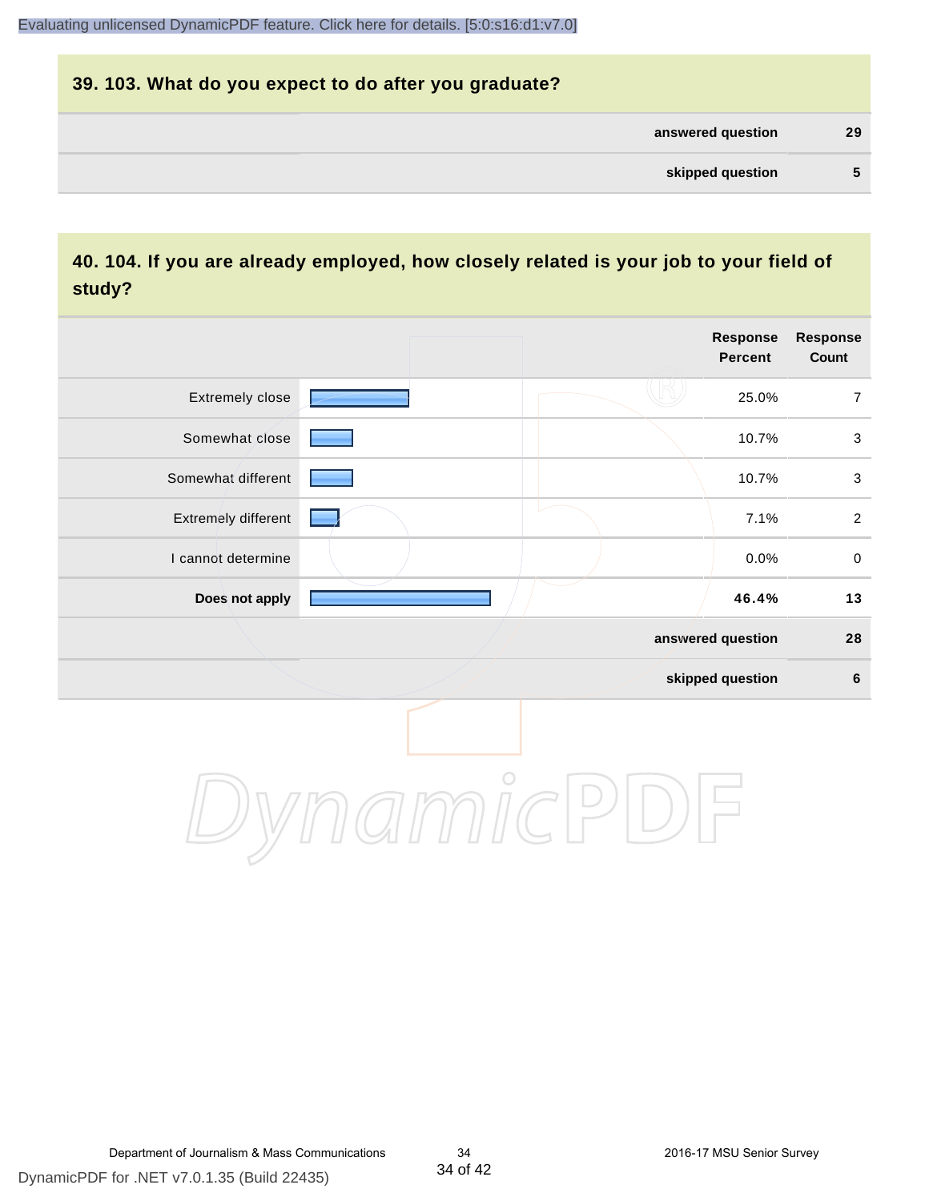## 39. 103. What do you expect to do after you graduate?

| | |
|---|---|
| answered question | 29 |
| skipped question | 5 |

## 40. 104. If you are already employed, how closely related is your job to your field of study?

| | Response Percent | Response Count |
|---|---|---|
| Extremely close | 25.0% | 7 |
| Somewhat close | 10.7% | 3 |
| Somewhat different | 10.7% | 3 |
| Extremely different | 7.1% | 2 |
| I cannot determine | 0.0% | 0 |
| **Does not apply** | **46.4%** | **13** |
| answered question | | 28 |
| skipped question | | 6 |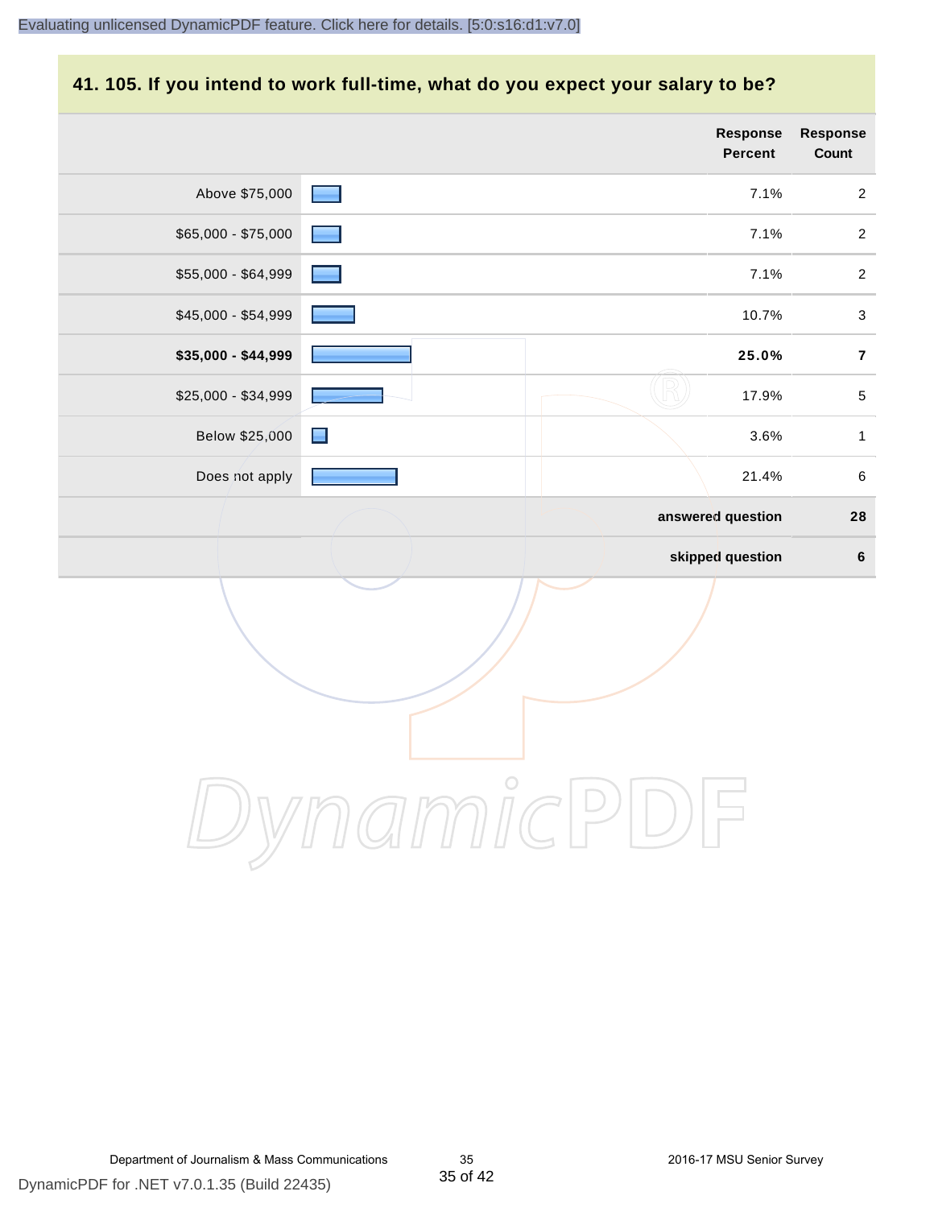## 41. 105. If you intend to work full-time, what do you expect your salary to be?

| | Response Percent | Response Count |
|---|---|---|
| Above $75,000 | 7.1% | 2 |
| $65,000 - $75,000 | 7.1% | 2 |
| $55,000 - $64,999 | 7.1% | 2 |
| $45,000 - $54,999 | 10.7% | 3 |
| **$35,000 - $44,999** | **25.0%** | **7** |
| $25,000 - $34,999 | 17.9% | 5 |
| Below $25,000 | 3.6% | 1 |
| Does not apply | 21.4% | 6 |
| | **answered question** | **28** |
| | **skipped question** | **6** |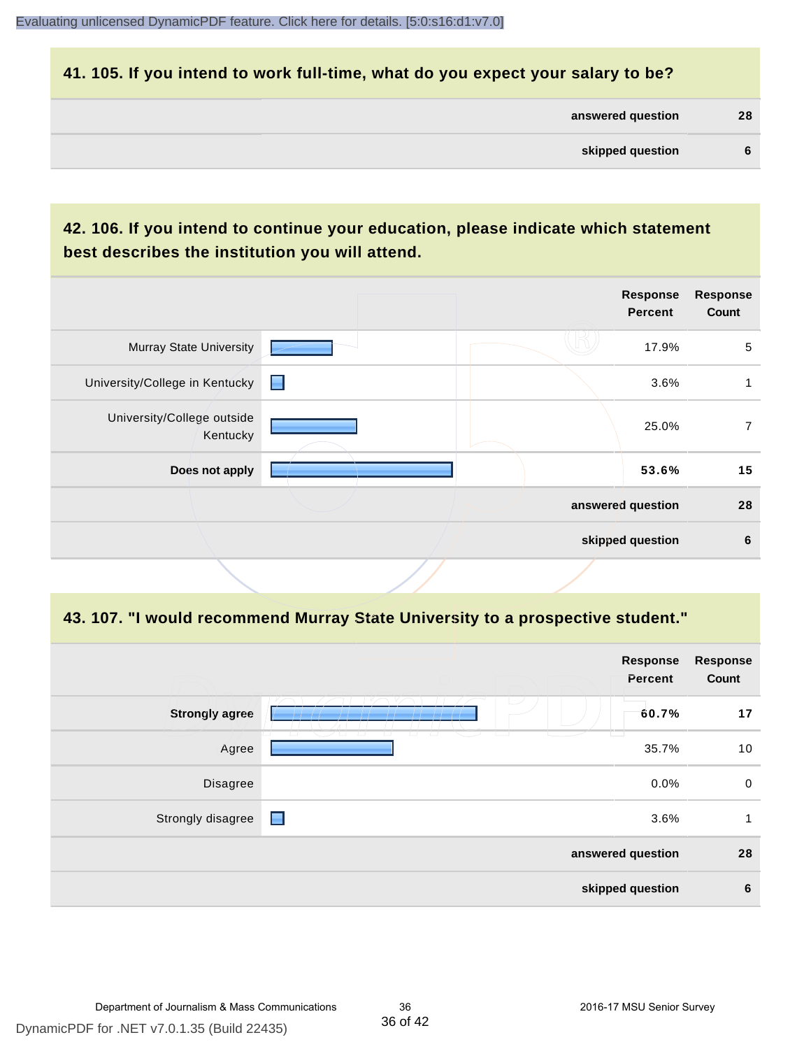## 41. 105. If you intend to work full-time, what do you expect your salary to be?

| | |
|---|---|
| answered question | 28 |
| skipped question | 6 |

## 42. 106. If you intend to continue your education, please indicate which statement best describes the institution you will attend.

| | Response Percent | Response Count |
|---|---|---|
| Murray State University | 17.9% | 5 |
| University/College in Kentucky | 3.6% | 1 |
| University/College outside Kentucky | 25.0% | 7 |
| **Does not apply** | **53.6%** | **15** |
| answered question | | 28 |
| skipped question | | 6 |

## 43. 107. "I would recommend Murray State University to a prospective student."

| | Response Percent | Response Count |
|---|---|---|
| **Strongly agree** | **60.7%** | **17** |
| Agree | 35.7% | 10 |
| Disagree | 0.0% | 0 |
| Strongly disagree | 3.6% | 1 |
| answered question | | 28 |
| skipped question | | 6 |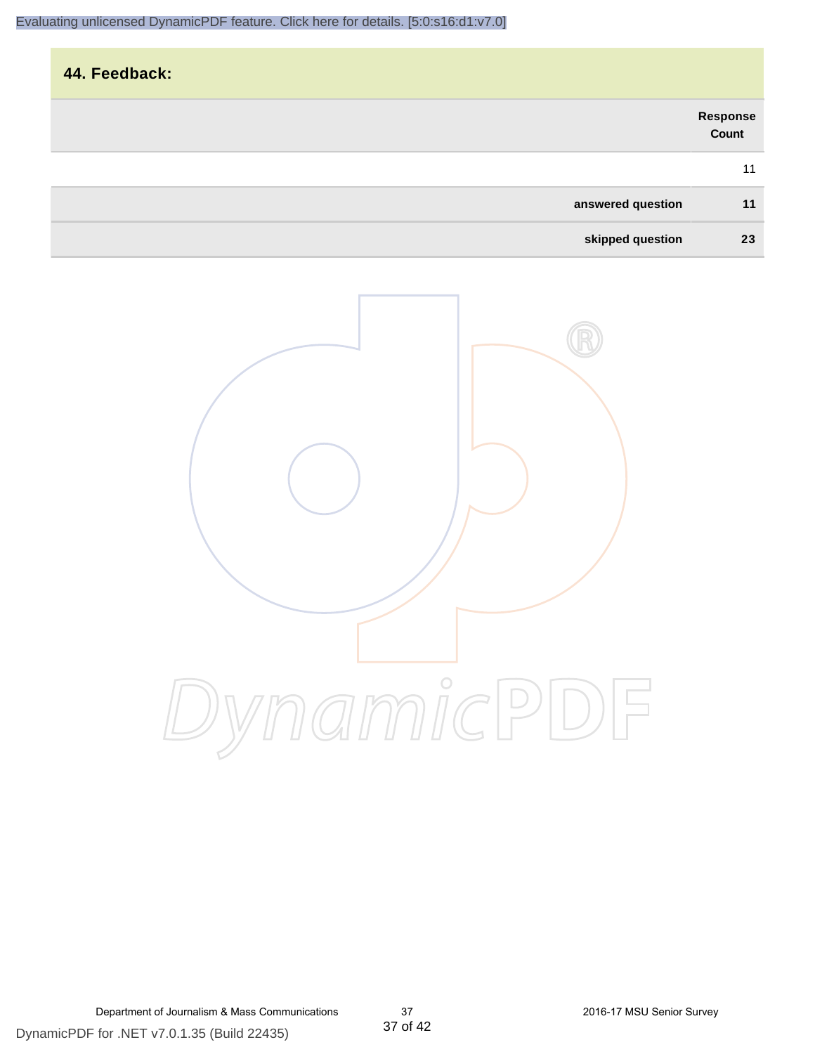## 44. Feedback:

| | Response Count |
|---|---|
| | 11 |
| **answered question** | **11** |
| **skipped question** | **23** |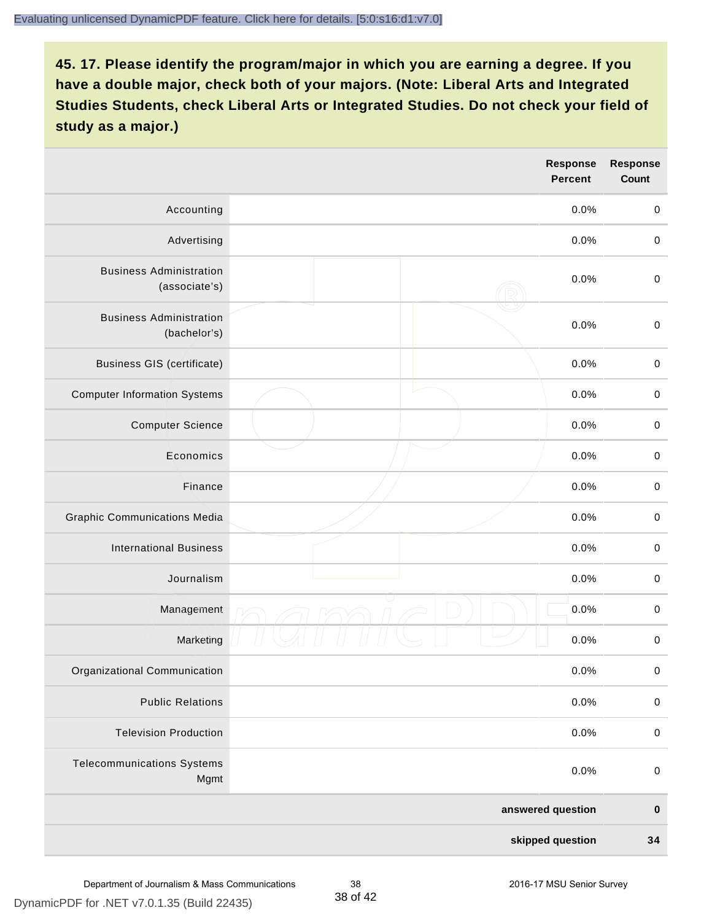Evaluating unlicensed DynamicPDF feature. Click here for details. [5:0:s16:d1:v7.0]

## 45. 17. Please identify the program/major in which you are earning a degree. If you have a double major, check both of your majors. (Note: Liberal Arts and Integrated Studies Students, check Liberal Arts or Integrated Studies. Do not check your field of study as a major.)

| | | Response Percent | Response Count |
|---|---|---|---|
| Accounting | | 0.0% | 0 |
| Advertising | | 0.0% | 0 |
| Business Administration (associate's) | | 0.0% | 0 |
| Business Administration (bachelor's) | | 0.0% | 0 |
| Business GIS (certificate) | | 0.0% | 0 |
| Computer Information Systems | | 0.0% | 0 |
| Computer Science | | 0.0% | 0 |
| Economics | | 0.0% | 0 |
| Finance | | 0.0% | 0 |
| Graphic Communications Media | | 0.0% | 0 |
| International Business | | 0.0% | 0 |
| Journalism | | 0.0% | 0 |
| Management | | 0.0% | 0 |
| Marketing | | 0.0% | 0 |
| Organizational Communication | | 0.0% | 0 |
| Public Relations | | 0.0% | 0 |
| Television Production | | 0.0% | 0 |
| Telecommunications Systems Mgmt | | 0.0% | 0 |
| | | **answered question** | **0** |
| | | **skipped question** | **34** |

Department of Journalism & Mass Communications | 2016-17 MSU Senior Survey

DynamicPDF for .NET v7.0.1.35 (Build 22435)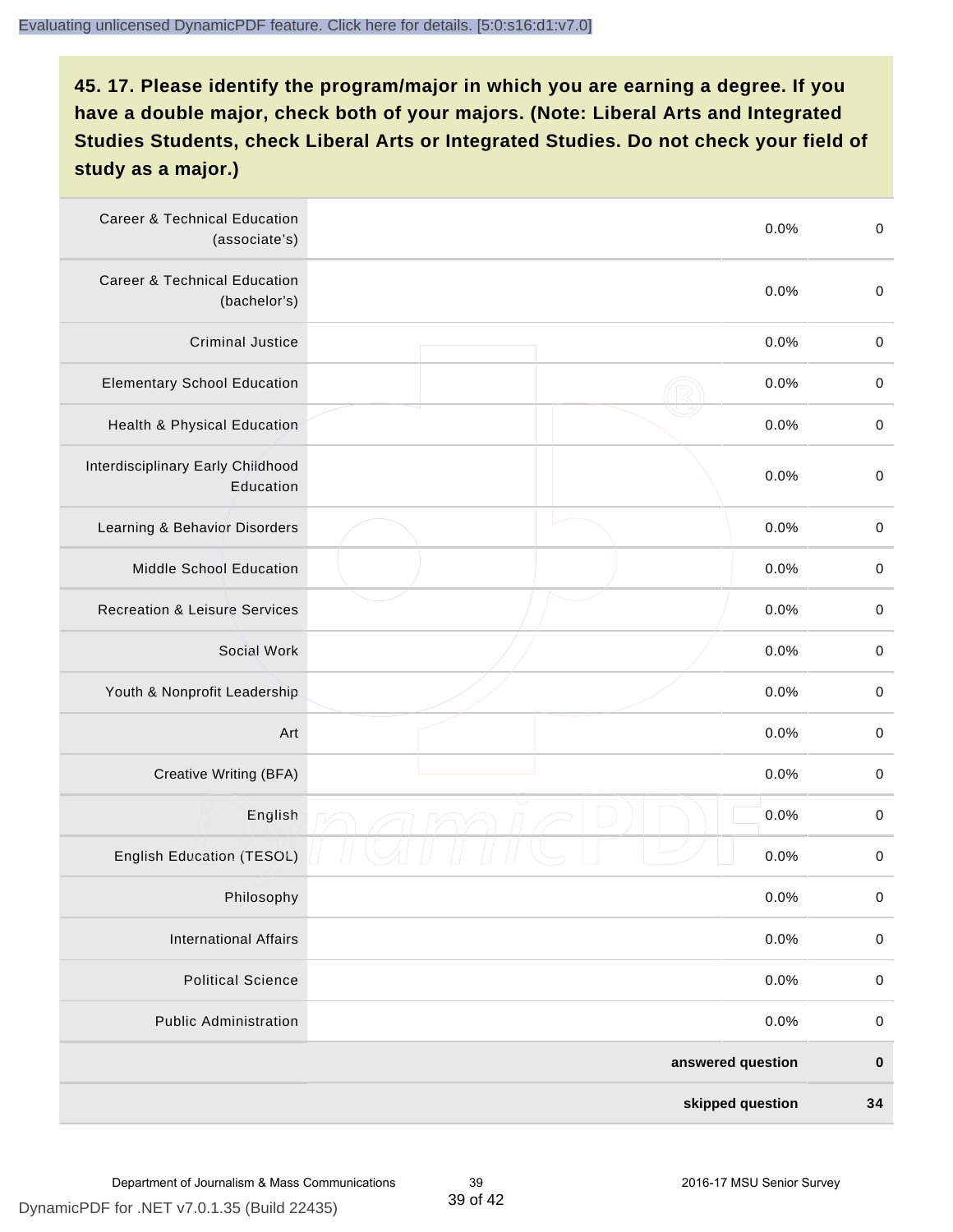**45. 17. Please identify the program/major in which you are earning a degree. If you have a double major, check both of your majors. (Note: Liberal Arts and Integrated Studies Students, check Liberal Arts or Integrated Studies. Do not check your field of study as a major.)**

| | | | |
|---|---|---|---|
| Career & Technical Education (associate's) | | 0.0% | 0 |
| Career & Technical Education (bachelor's) | | 0.0% | 0 |
| Criminal Justice | | 0.0% | 0 |
| Elementary School Education | | 0.0% | 0 |
| Health & Physical Education | | 0.0% | 0 |
| Interdisciplinary Early Childhood Education | | 0.0% | 0 |
| Learning & Behavior Disorders | | 0.0% | 0 |
| Middle School Education | | 0.0% | 0 |
| Recreation & Leisure Services | | 0.0% | 0 |
| Social Work | | 0.0% | 0 |
| Youth & Nonprofit Leadership | | 0.0% | 0 |
| Art | | 0.0% | 0 |
| Creative Writing (BFA) | | 0.0% | 0 |
| English | | 0.0% | 0 |
| English Education (TESOL) | | 0.0% | 0 |
| Philosophy | | 0.0% | 0 |
| International Affairs | | 0.0% | 0 |
| Political Science | | 0.0% | 0 |
| Public Administration | | 0.0% | 0 |
| | | **answered question** | **0** |
| | | **skipped question** | **34** |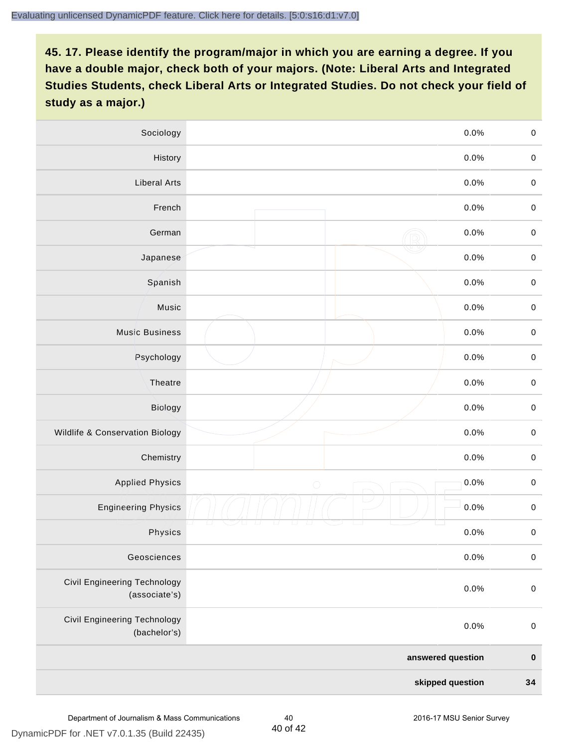**45. 17. Please identify the program/major in which you are earning a degree. If you have a double major, check both of your majors. (Note: Liberal Arts and Integrated Studies Students, check Liberal Arts or Integrated Studies. Do not check your field of study as a major.)**

| | | | |
|---|---|---|---|
| Sociology | | 0.0% | 0 |
| History | | 0.0% | 0 |
| Liberal Arts | | 0.0% | 0 |
| French | | 0.0% | 0 |
| German | | 0.0% | 0 |
| Japanese | | 0.0% | 0 |
| Spanish | | 0.0% | 0 |
| Music | | 0.0% | 0 |
| Music Business | | 0.0% | 0 |
| Psychology | | 0.0% | 0 |
| Theatre | | 0.0% | 0 |
| Biology | | 0.0% | 0 |
| Wildlife & Conservation Biology | | 0.0% | 0 |
| Chemistry | | 0.0% | 0 |
| Applied Physics | | 0.0% | 0 |
| Engineering Physics | | 0.0% | 0 |
| Physics | | 0.0% | 0 |
| Geosciences | | 0.0% | 0 |
| Civil Engineering Technology (associate's) | | 0.0% | 0 |
| Civil Engineering Technology (bachelor's) | | 0.0% | 0 |
| | | **answered question** | **0** |
| | | **skipped question** | **34** |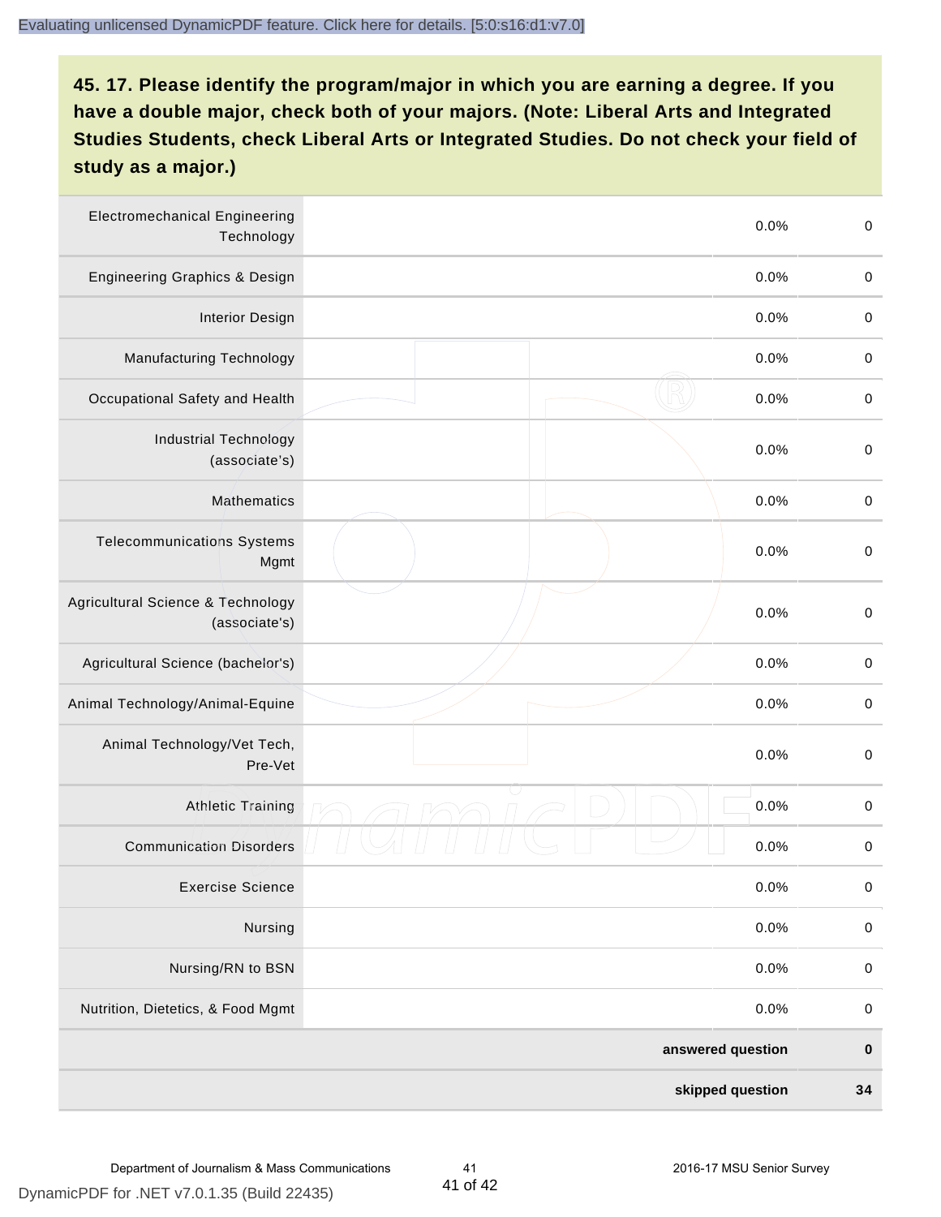**45. 17. Please identify the program/major in which you are earning a degree. If you have a double major, check both of your majors. (Note: Liberal Arts and Integrated Studies Students, check Liberal Arts or Integrated Studies. Do not check your field of study as a major.)**

| | | | |
|---|---|---|---|
| Electromechanical Engineering Technology | | 0.0% | 0 |
| Engineering Graphics & Design | | 0.0% | 0 |
| Interior Design | | 0.0% | 0 |
| Manufacturing Technology | | 0.0% | 0 |
| Occupational Safety and Health | | 0.0% | 0 |
| Industrial Technology (associate's) | | 0.0% | 0 |
| Mathematics | | 0.0% | 0 |
| Telecommunications Systems Mgmt | | 0.0% | 0 |
| Agricultural Science & Technology (associate's) | | 0.0% | 0 |
| Agricultural Science (bachelor's) | | 0.0% | 0 |
| Animal Technology/Animal-Equine | | 0.0% | 0 |
| Animal Technology/Vet Tech, Pre-Vet | | 0.0% | 0 |
| Athletic Training | | 0.0% | 0 |
| Communication Disorders | | 0.0% | 0 |
| Exercise Science | | 0.0% | 0 |
| Nursing | | 0.0% | 0 |
| Nursing/RN to BSN | | 0.0% | 0 |
| Nutrition, Dietetics, & Food Mgmt | | 0.0% | 0 |
| | | **answered question** | **0** |
| | | **skipped question** | **34** |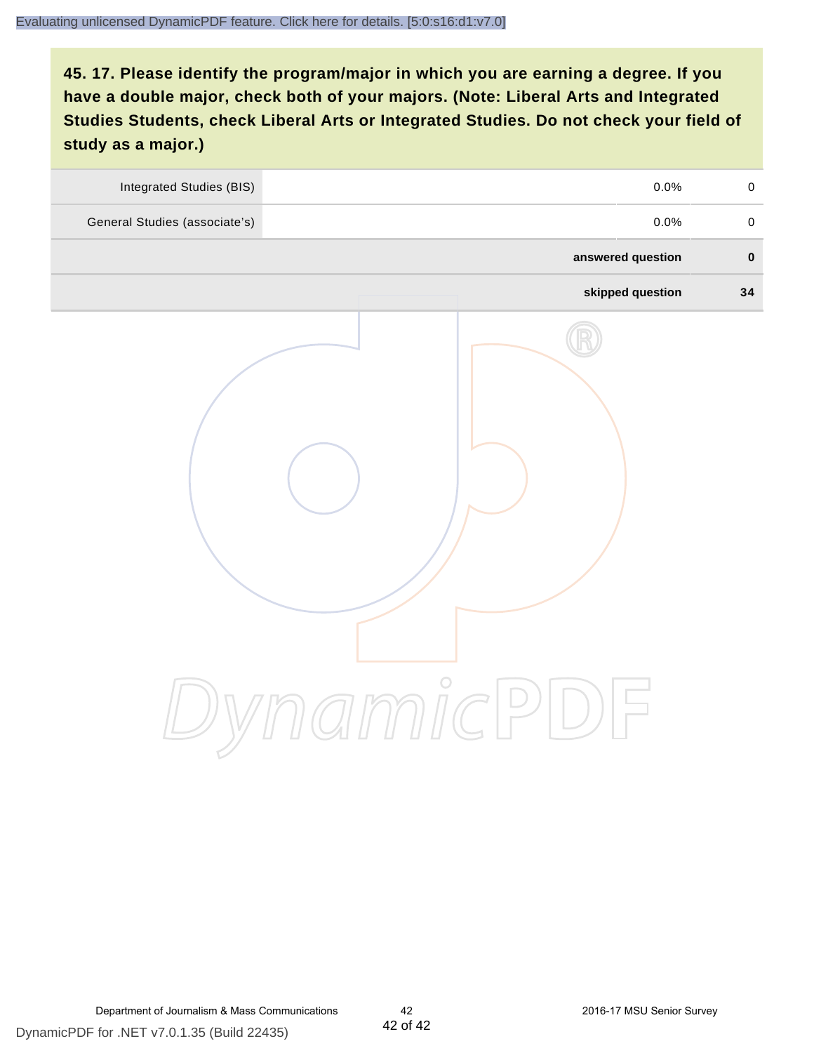**45. 17. Please identify the program/major in which you are earning a degree. If you have a double major, check both of your majors. (Note: Liberal Arts and Integrated Studies Students, check Liberal Arts or Integrated Studies. Do not check your field of study as a major.)**

| | | |
|---|---|---|
| Integrated Studies (BIS) | 0.0% | 0 |
| General Studies (associate's) | 0.0% | 0 |
| | **answered question** | **0** |
| | **skipped question** | **34** |